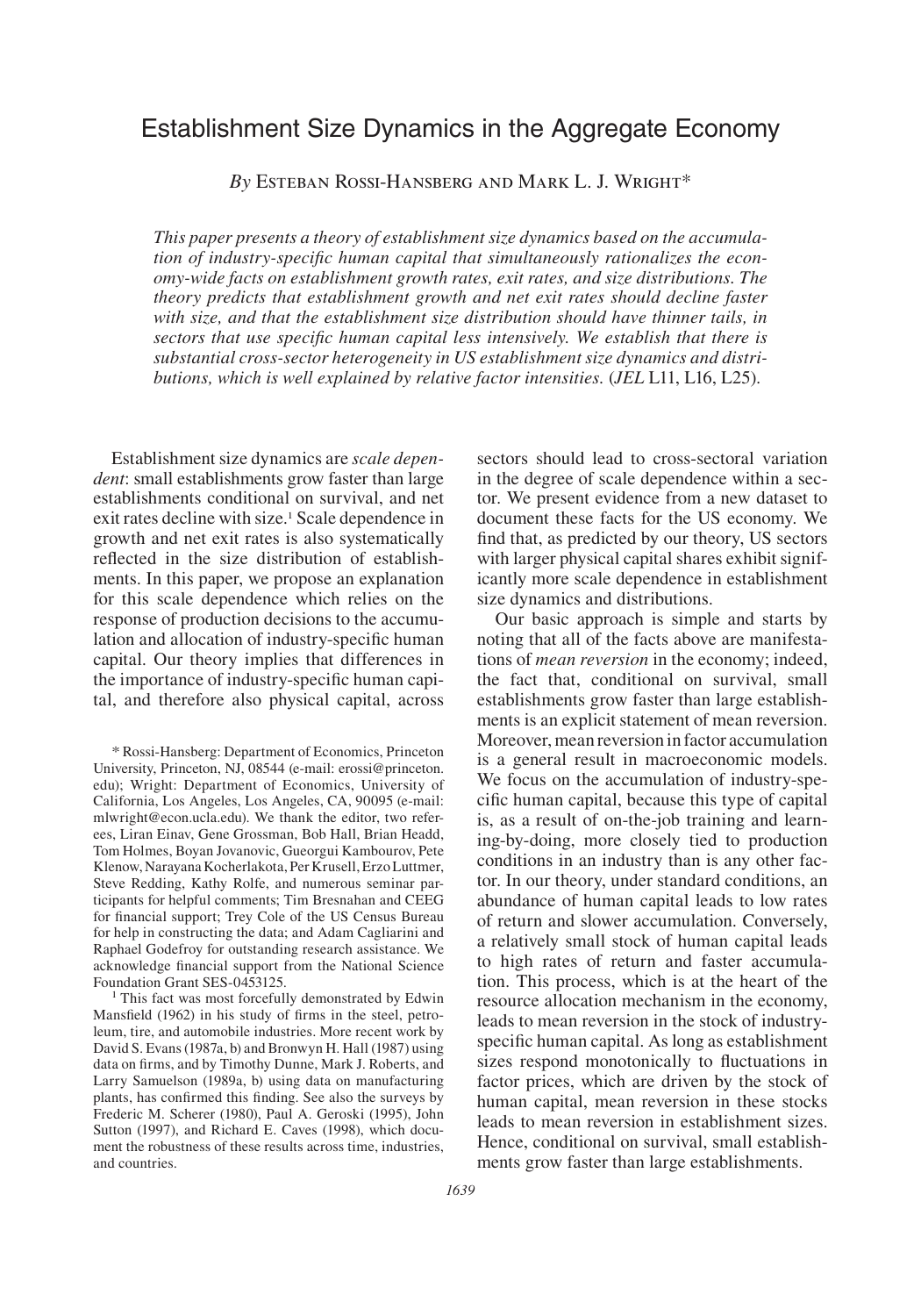# Establishment Size Dynamics in the Aggregate Economy

*By* Esteban Rossi-Hansberg and Mark L. J. Wright*

*This paper presents a theory of establishment size dynamics based on the accumulation of industry-specific human capital that simultaneously rationalizes the economy-wide facts on establishment growth rates, exit rates, and size distributions. The theory predicts that establishment growth and net exit rates should decline faster with size, and that the establishment size distribution should have thinner tails, in sectors that use specific human capital less intensively. We establish that there is substantial cross-sector heterogeneity in US establishment size dynamics and distributions, which is well explained by relative factor intensities.* (*JEL* L11, L16, L25).

Establishment size dynamics are *scale dependent*: small establishments grow faster than large establishments conditional on survival, and net exit rates decline with size.[1] Scale dependence in growth and net exit rates is also systematically reflected in the size distribution of establishments. In this paper, we propose an explanation for this scale dependence which relies on the response of production decisions to the accumulation and allocation of industry-specific human capital. Our theory implies that differences in the importance of industry-specific human capital, and therefore also physical capital, across sectors should lead to cross-sectoral variation in the degree of scale dependence within a sector. We present evidence from a new dataset to document these facts for the US economy. We find that, as predicted by our theory, US sectors with larger physical capital shares exhibit significantly more scale dependence in establishment size dynamics and distributions.

Our basic approach is simple and starts by noting that all of the facts above are manifestations of *mean reversion* in the economy; indeed, the fact that, conditional on survival, small establishments grow faster than large establishments is an explicit statement of mean reversion. Moreover, mean reversion in factor accumulation is a general result in macroeconomic models. We focus on the accumulation of industry-specific human capital, because this type of capital is, as a result of on-the-job training and learning-by-doing, more closely tied to production conditions in an industry than is any other factor. In our theory, under standard conditions, an abundance of human capital leads to low rates of return and slower accumulation. Conversely, a relatively small stock of human capital leads to high rates of return and faster accumulation. This process, which is at the heart of the resource allocation mechanism in the economy, leads to mean reversion in the stock of industry-specific human capital. As long as establishment sizes respond monotonically to fluctuations in factor prices, which are driven by the stock of human capital, mean reversion in these stocks leads to mean reversion in establishment sizes. Hence, conditional on survival, small establishments grow faster than large establishments.

\* Rossi-Hansberg: Department of Economics, Princeton University, Princeton, NJ, 08544 (e-mail: erossi@princeton.edu); Wright: Department of Economics, University of California, Los Angeles, Los Angeles, CA, 90095 (e-mail: mlwright@econ.ucla.edu). We thank the editor, two referees, Liran Einav, Gene Grossman, Bob Hall, Brian Headd, Tom Holmes, Boyan Jovanovic, Gueorgui Kambourov, Pete Klenow, Narayana Kocherlakota, Per Krusell, Erzo Luttmer, Steve Redding, Kathy Rolfe, and numerous seminar participants for helpful comments; Tim Bresnahan and CEEG for financial support; Trey Cole of the US Census Bureau for help in constructing the data; and Adam Cagliarini and Raphael Godefroy for outstanding research assistance. We acknowledge financial support from the National Science Foundation Grant SES-0453125.

[1] This fact was most forcefully demonstrated by Edwin Mansfield (1962) in his study of firms in the steel, petroleum, tire, and automobile industries. More recent work by David S. Evans (1987a, b) and Bronwyn H. Hall (1987) using data on firms, and by Timothy Dunne, Mark J. Roberts, and Larry Samuelson (1989a, b) using data on manufacturing plants, has confirmed this finding. See also the surveys by Frederic M. Scherer (1980), Paul A. Geroski (1995), John Sutton (1997), and Richard E. Caves (1998), which document the robustness of these results across time, industries, and countries.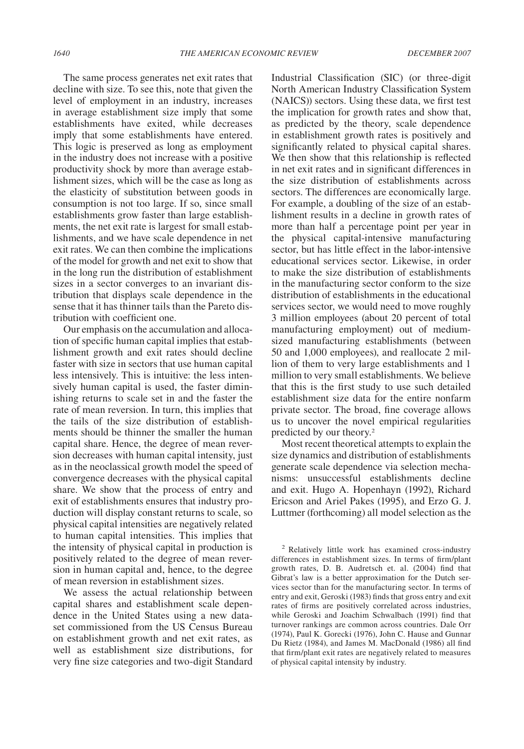The same process generates net exit rates that decline with size. To see this, note that given the level of employment in an industry, increases in average establishment size imply that some establishments have exited, while decreases imply that some establishments have entered. This logic is preserved as long as employment in the industry does not increase with a positive productivity shock by more than average establishment sizes, which will be the case as long as the elasticity of substitution between goods in consumption is not too large. If so, since small establishments grow faster than large establishments, the net exit rate is largest for small establishments, and we have scale dependence in net exit rates. We can then combine the implications of the model for growth and net exit to show that in the long run the distribution of establishment sizes in a sector converges to an invariant distribution that displays scale dependence in the sense that it has thinner tails than the Pareto distribution with coefficient one.

Our emphasis on the accumulation and allocation of specific human capital implies that establishment growth and exit rates should decline faster with size in sectors that use human capital less intensively. This is intuitive: the less intensively human capital is used, the faster diminishing returns to scale set in and the faster the rate of mean reversion. In turn, this implies that the tails of the size distribution of establishments should be thinner the smaller the human capital share. Hence, the degree of mean reversion decreases with human capital intensity, just as in the neoclassical growth model the speed of convergence decreases with the physical capital share. We show that the process of entry and exit of establishments ensures that industry production will display constant returns to scale, so physical capital intensities are negatively related to human capital intensities. This implies that the intensity of physical capital in production is positively related to the degree of mean reversion in human capital and, hence, to the degree of mean reversion in establishment sizes.

We assess the actual relationship between capital shares and establishment scale dependence in the United States using a new dataset commissioned from the US Census Bureau on establishment growth and net exit rates, as well as establishment size distributions, for very fine size categories and two-digit Standard Industrial Classification (SIC) (or three-digit North American Industry Classification System (NAICS)) sectors. Using these data, we first test the implication for growth rates and show that, as predicted by the theory, scale dependence in establishment growth rates is positively and significantly related to physical capital shares. We then show that this relationship is reflected in net exit rates and in significant differences in the size distribution of establishments across sectors. The differences are economically large. For example, a doubling of the size of an establishment results in a decline in growth rates of more than half a percentage point per year in the physical capital-intensive manufacturing sector, but has little effect in the labor-intensive educational services sector. Likewise, in order to make the size distribution of establishments in the manufacturing sector conform to the size distribution of establishments in the educational services sector, we would need to move roughly 3 million employees (about 20 percent of total manufacturing employment) out of medium-sized manufacturing establishments (between 50 and 1,000 employees), and reallocate 2 million of them to very large establishments and 1 million to very small establishments. We believe that this is the first study to use such detailed establishment size data for the entire nonfarm private sector. The broad, fine coverage allows us to uncover the novel empirical regularities predicted by our theory.[2]

Most recent theoretical attempts to explain the size dynamics and distribution of establishments generate scale dependence via selection mechanisms: unsuccessful establishments decline and exit. Hugo A. Hopenhayn (1992), Richard Ericson and Ariel Pakes (1995), and Erzo G. J. Luttmer (forthcoming) all model selection as the

[2] Relatively little work has examined cross-industry differences in establishment sizes. In terms of firm/plant growth rates, D. B. Audretsch et. al. (2004) find that Gibrat's law is a better approximation for the Dutch services sector than for the manufacturing sector. In terms of entry and exit, Geroski (1983) finds that gross entry and exit rates of firms are positively correlated across industries, while Geroski and Joachim Schwalbach (1991) find that turnover rankings are common across countries. Dale Orr (1974), Paul K. Gorecki (1976), John C. Hause and Gunnar Du Rietz (1984), and James M. MacDonald (1986) all find that firm/plant exit rates are negatively related to measures of physical capital intensity by industry.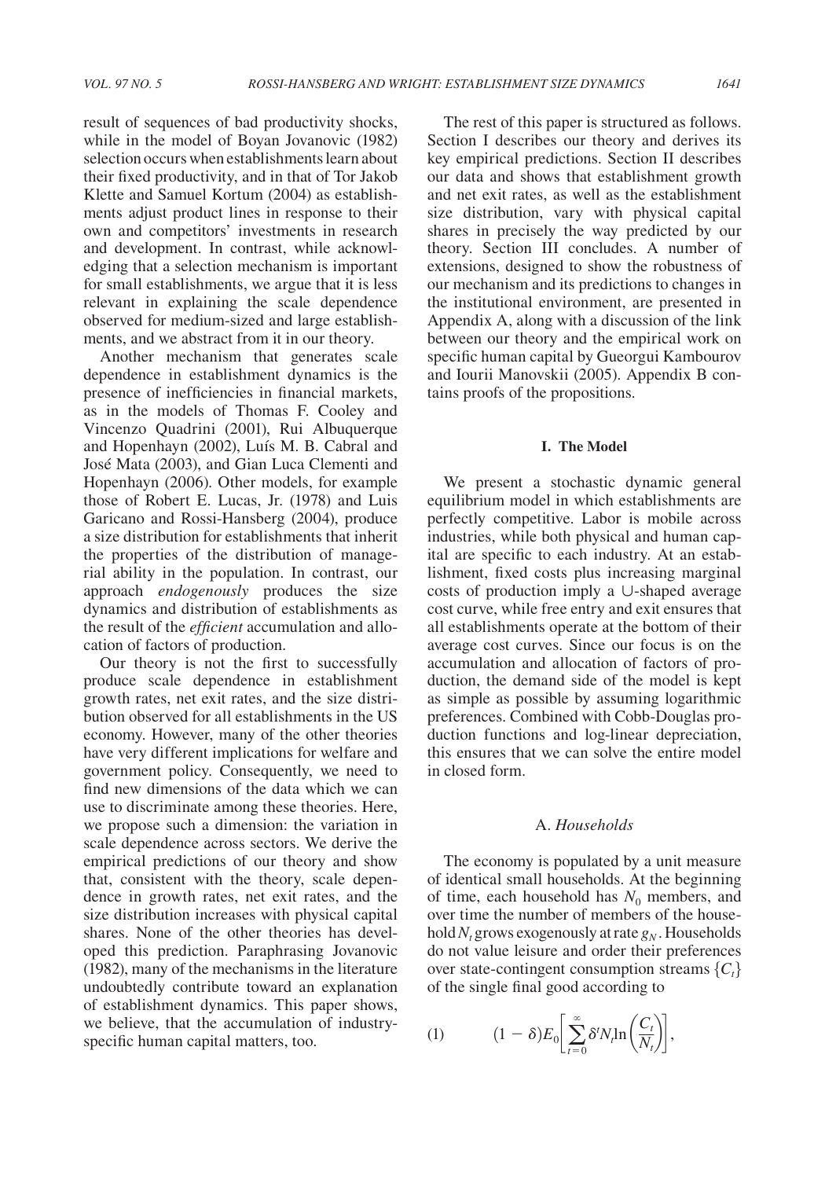result of sequences of bad productivity shocks, while in the model of Boyan Jovanovic (1982) selection occurs when establishments learn about their fixed productivity, and in that of Tor Jakob Klette and Samuel Kortum (2004) as establishments adjust product lines in response to their own and competitors' investments in research and development. In contrast, while acknowledging that a selection mechanism is important for small establishments, we argue that it is less relevant in explaining the scale dependence observed for medium-sized and large establishments, and we abstract from it in our theory.

Another mechanism that generates scale dependence in establishment dynamics is the presence of inefficiencies in financial markets, as in the models of Thomas F. Cooley and Vincenzo Quadrini (2001), Rui Albuquerque and Hopenhayn (2002), Luís M. B. Cabral and José Mata (2003), and Gian Luca Clementi and Hopenhayn (2006). Other models, for example those of Robert E. Lucas, Jr. (1978) and Luis Garicano and Rossi-Hansberg (2004), produce a size distribution for establishments that inherit the properties of the distribution of managerial ability in the population. In contrast, our approach *endogenously* produces the size dynamics and distribution of establishments as the result of the *efficient* accumulation and allocation of factors of production.

Our theory is not the first to successfully produce scale dependence in establishment growth rates, net exit rates, and the size distribution observed for all establishments in the US economy. However, many of the other theories have very different implications for welfare and government policy. Consequently, we need to find new dimensions of the data which we can use to discriminate among these theories. Here, we propose such a dimension: the variation in scale dependence across sectors. We derive the empirical predictions of our theory and show that, consistent with the theory, scale dependence in growth rates, net exit rates, and the size distribution increases with physical capital shares. None of the other theories has developed this prediction. Paraphrasing Jovanovic (1982), many of the mechanisms in the literature undoubtedly contribute toward an explanation of establishment dynamics. This paper shows, we believe, that the accumulation of industry-specific human capital matters, too.

The rest of this paper is structured as follows. Section I describes our theory and derives its key empirical predictions. Section II describes our data and shows that establishment growth and net exit rates, as well as the establishment size distribution, vary with physical capital shares in precisely the way predicted by our theory. Section III concludes. A number of extensions, designed to show the robustness of our mechanism and its predictions to changes in the institutional environment, are presented in Appendix A, along with a discussion of the link between our theory and the empirical work on specific human capital by Gueorgui Kambourov and Iourii Manovskii (2005). Appendix B contains proofs of the propositions.

## I. The Model

We present a stochastic dynamic general equilibrium model in which establishments are perfectly competitive. Labor is mobile across industries, while both physical and human capital are specific to each industry. At an establishment, fixed costs plus increasing marginal costs of production imply a ∪-shaped average cost curve, while free entry and exit ensures that all establishments operate at the bottom of their average cost curves. Since our focus is on the accumulation and allocation of factors of production, the demand side of the model is kept as simple as possible by assuming logarithmic preferences. Combined with Cobb-Douglas production functions and log-linear depreciation, this ensures that we can solve the entire model in closed form.

### A. *Households*

The economy is populated by a unit measure of identical small households. At the beginning of time, each household has $N_0$ members, and over time the number of members of the household $N_t$ grows exogenously at rate $g_N$. Households do not value leisure and order their preferences over state-contingent consumption streams $\{C_t\}$ of the single final good according to

$$(1) \qquad (1-\delta)E_0\left[\sum_{t=0}^{\infty}\delta^t N_t \ln\left(\frac{C_t}{N_t}\right)\right],$$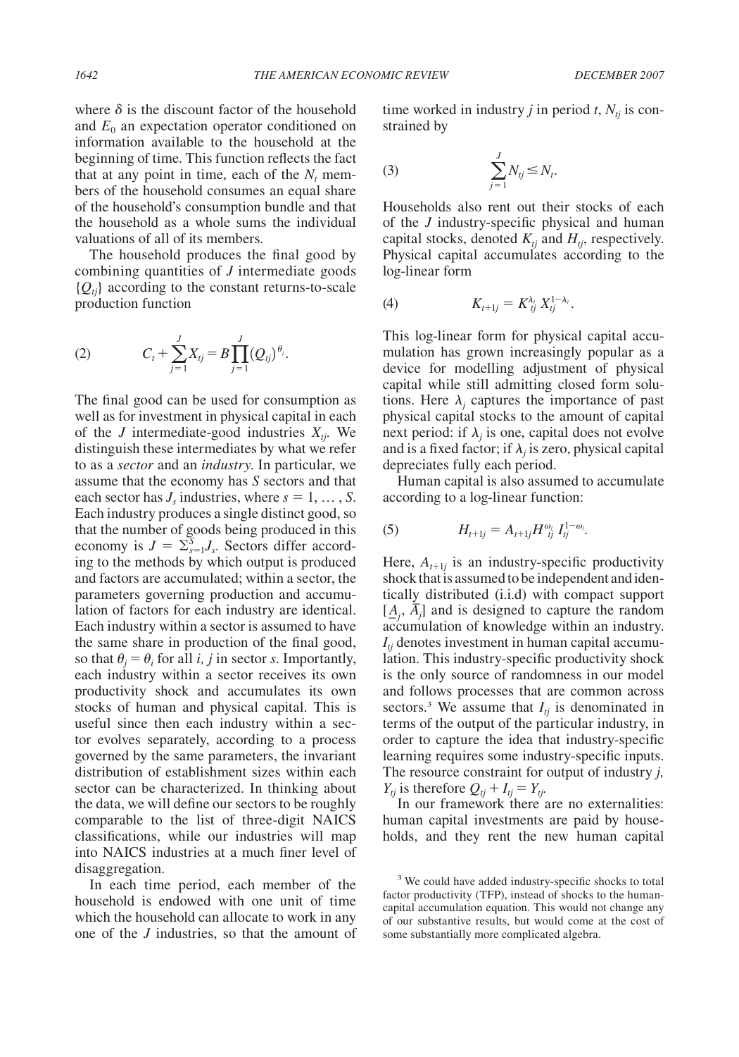where $\delta$ is the discount factor of the household and $E_0$ an expectation operator conditioned on information available to the household at the beginning of time. This function reflects the fact that at any point in time, each of the $N_t$ members of the household consumes an equal share of the household's consumption bundle and that the household as a whole sums the individual valuations of all of its members.

The household produces the final good by combining quantities of $J$ intermediate goods $\{Q_{tj}\}$ according to the constant returns-to-scale production function

$$C_t + \sum_{j=1}^{J} X_{tj} = B \prod_{j=1}^{J} (Q_{tj})^{\theta_j}. \tag{2}$$

The final good can be used for consumption as well as for investment in physical capital in each of the $J$ intermediate-good industries $X_{tj}$. We distinguish these intermediates by what we refer to as a *sector* and an *industry*. In particular, we assume that the economy has $S$ sectors and that each sector has $J_s$ industries, where $s = 1, \ldots, S$. Each industry produces a single distinct good, so that the number of goods being produced in this economy is $J = \Sigma_{s=1}^{S} J_s$. Sectors differ according to the methods by which output is produced and factors are accumulated; within a sector, the parameters governing production and accumulation of factors for each industry are identical. Each industry within a sector is assumed to have the same share in production of the final good, so that $\theta_j = \theta_i$ for all $i, j$ in sector $s$. Importantly, each industry within a sector receives its own productivity shock and accumulates its own stocks of human and physical capital. This is useful since then each industry within a sector evolves separately, according to a process governed by the same parameters, the invariant distribution of establishment sizes within each sector can be characterized. In thinking about the data, we will define our sectors to be roughly comparable to the list of three-digit NAICS classifications, while our industries will map into NAICS industries at a much finer level of disaggregation.

In each time period, each member of the household is endowed with one unit of time which the household can allocate to work in any one of the $J$ industries, so that the amount of time worked in industry $j$ in period $t$, $N_{tj}$ is constrained by

$$\sum_{j=1}^{J} N_{tj} \leq N_t. \tag{3}$$

Households also rent out their stocks of each of the $J$ industry-specific physical and human capital stocks, denoted $K_{tj}$ and $H_{tj}$, respectively. Physical capital accumulates according to the log-linear form

$$K_{t+1j} = K_{tj}^{\lambda_j} X_{tj}^{1-\lambda_j}. \tag{4}$$

This log-linear form for physical capital accumulation has grown increasingly popular as a device for modelling adjustment of physical capital while still admitting closed form solutions. Here $\lambda_j$ captures the importance of past physical capital stocks to the amount of capital next period: if $\lambda_j$ is one, capital does not evolve and is a fixed factor; if $\lambda_j$ is zero, physical capital depreciates fully each period.

Human capital is also assumed to accumulate according to a log-linear function:

$$H_{t+1j} = A_{t+1j} H_{tj}^{\omega_j} I_{tj}^{1-\omega_j}. \tag{5}$$

Here, $A_{t+1j}$ is an industry-specific productivity shock that is assumed to be independent and identically distributed (i.i.d) with compact support $[\underline{A}_j, \overline{A}_j]$ and is designed to capture the random accumulation of knowledge within an industry. $I_{tj}$ denotes investment in human capital accumulation. This industry-specific productivity shock is the only source of randomness in our model and follows processes that are common across sectors.[3] We assume that $I_{tj}$ is denominated in terms of the output of the particular industry, in order to capture the idea that industry-specific learning requires some industry-specific inputs. The resource constraint for output of industry $j$, $Y_{tj}$ is therefore $Q_{tj} + I_{tj} = Y_{tj}$.

In our framework there are no externalities: human capital investments are paid by households, and they rent the new human capital

[3] We could have added industry-specific shocks to total factor productivity (TFP), instead of shocks to the human-capital accumulation equation. This would not change any of our substantive results, but would come at the cost of some substantially more complicated algebra.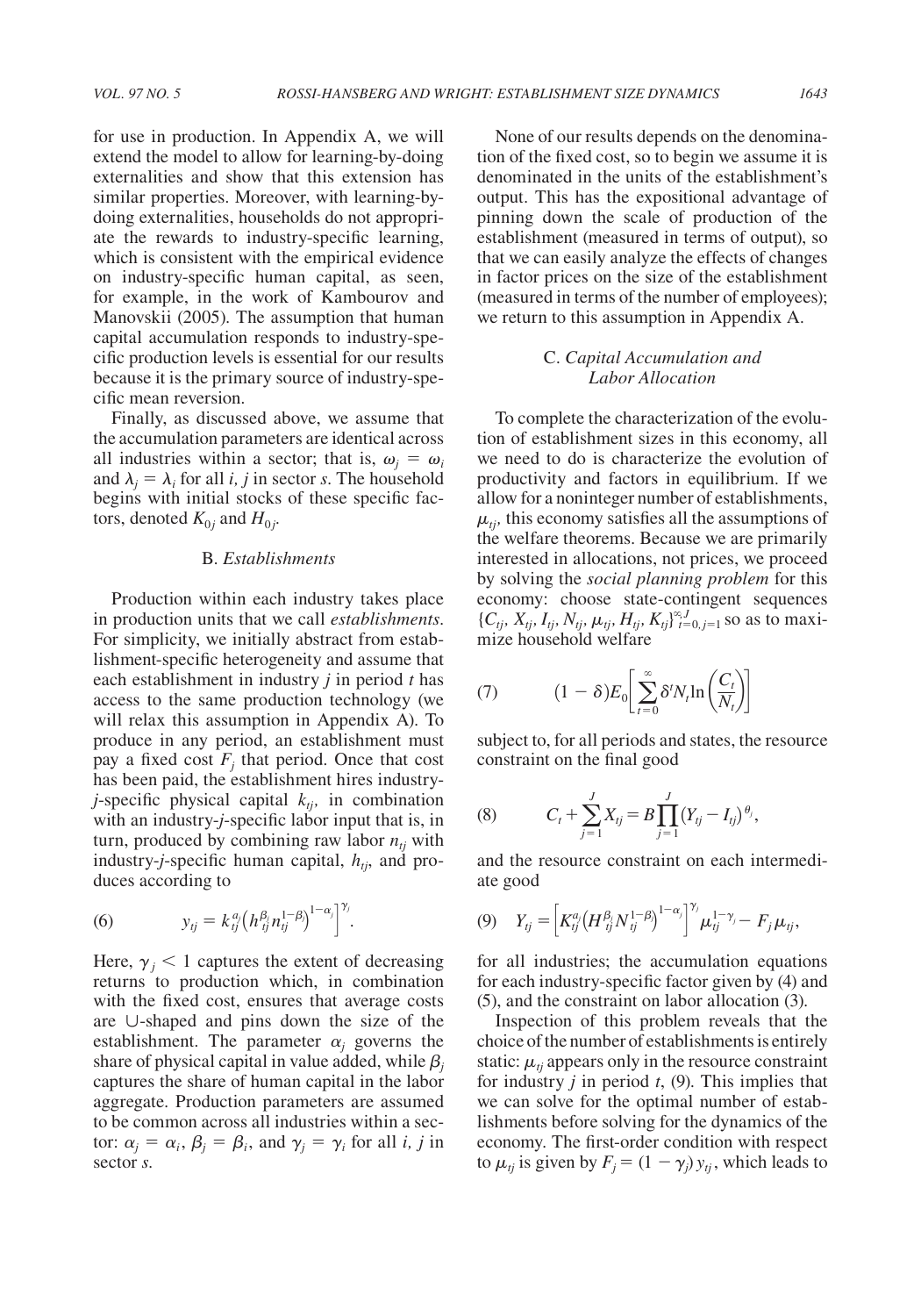for use in production. In Appendix A, we will extend the model to allow for learning-by-doing externalities and show that this extension has similar properties. Moreover, with learning-by-doing externalities, households do not appropriate the rewards to industry-specific learning, which is consistent with the empirical evidence on industry-specific human capital, as seen, for example, in the work of Kambourov and Manovskii (2005). The assumption that human capital accumulation responds to industry-specific production levels is essential for our results because it is the primary source of industry-specific mean reversion.

Finally, as discussed above, we assume that the accumulation parameters are identical across all industries within a sector; that is, $\omega_j = \omega_i$ and $\lambda_j = \lambda_i$ for all $i, j$ in sector $s$. The household begins with initial stocks of these specific factors, denoted $K_{0j}$ and $H_{0j}$.

### B. *Establishments*

Production within each industry takes place in production units that we call *establishments*. For simplicity, we initially abstract from establishment-specific heterogeneity and assume that each establishment in industry $j$ in period $t$ has access to the same production technology (we will relax this assumption in Appendix A). To produce in any period, an establishment must pay a fixed cost $F_j$ that period. Once that cost has been paid, the establishment hires industry-$j$-specific physical capital $k_{tj}$, in combination with an industry-$j$-specific labor input that is, in turn, produced by combining raw labor $n_{tj}$ with industry-$j$-specific human capital, $h_{tj}$, and produces according to

$$y_{tj} = k_{tj}^{\alpha_j}\left(h_{tj}^{\beta_j} n_{tj}^{1-\beta}\right)^{1-\alpha_j}\Big]^{\gamma_j}. \tag{6}$$

Here, $\gamma_j < 1$ captures the extent of decreasing returns to production which, in combination with the fixed cost, ensures that average costs are ∪-shaped and pins down the size of the establishment. The parameter $\alpha_j$ governs the share of physical capital in value added, while $\beta_j$ captures the share of human capital in the labor aggregate. Production parameters are assumed to be common across all industries within a sector: $\alpha_j = \alpha_i$, $\beta_j = \beta_i$, and $\gamma_j = \gamma_i$ for all $i, j$ in sector $s$.

None of our results depends on the denomination of the fixed cost, so to begin we assume it is denominated in the units of the establishment's output. This has the expositional advantage of pinning down the scale of production of the establishment (measured in terms of output), so that we can easily analyze the effects of changes in factor prices on the size of the establishment (measured in terms of the number of employees); we return to this assumption in Appendix A.

### C. *Capital Accumulation and Labor Allocation*

To complete the characterization of the evolution of establishment sizes in this economy, all we need to do is characterize the evolution of productivity and factors in equilibrium. If we allow for a noninteger number of establishments, $\mu_{tj}$, this economy satisfies all the assumptions of the welfare theorems. Because we are primarily interested in allocations, not prices, we proceed by solving the *social planning problem* for this economy: choose state-contingent sequences $\{C_{tj}, X_{tj}, I_{tj}, N_{tj}, \mu_{tj}, H_{tj}, K_{tj}\}_{t=0, j=1}^{\infty, J}$ so as to maximize household welfare

$$(1-\delta)E_0\left[\sum_{t=0}^{\infty}\delta^t N_t \ln\left(\frac{C_t}{N_t}\right)\right] \tag{7}$$

subject to, for all periods and states, the resource constraint on the final good

$$C_t + \sum_{j=1}^{J} X_{tj} = B\prod_{j=1}^{J}(Y_{tj} - I_{tj})^{\theta_j}, \tag{8}$$

and the resource constraint on each intermediate good

$$Y_{tj} = \left[K_{tj}^{\alpha_j}\left(H_{tj}^{\beta_j} N_{tj}^{1-\beta}\right)^{1-\alpha_j}\right]^{\gamma_j} \mu_{tj}^{1-\gamma_j} - F_j \mu_{tj}, \tag{9}$$

for all industries; the accumulation equations for each industry-specific factor given by (4) and (5), and the constraint on labor allocation (3).

Inspection of this problem reveals that the choice of the number of establishments is entirely static: $\mu_{tj}$ appears only in the resource constraint for industry $j$ in period $t$, (9). This implies that we can solve for the optimal number of establishments before solving for the dynamics of the economy. The first-order condition with respect to $\mu_{tj}$ is given by $F_j = (1 - \gamma_j)\, y_{tj}$, which leads to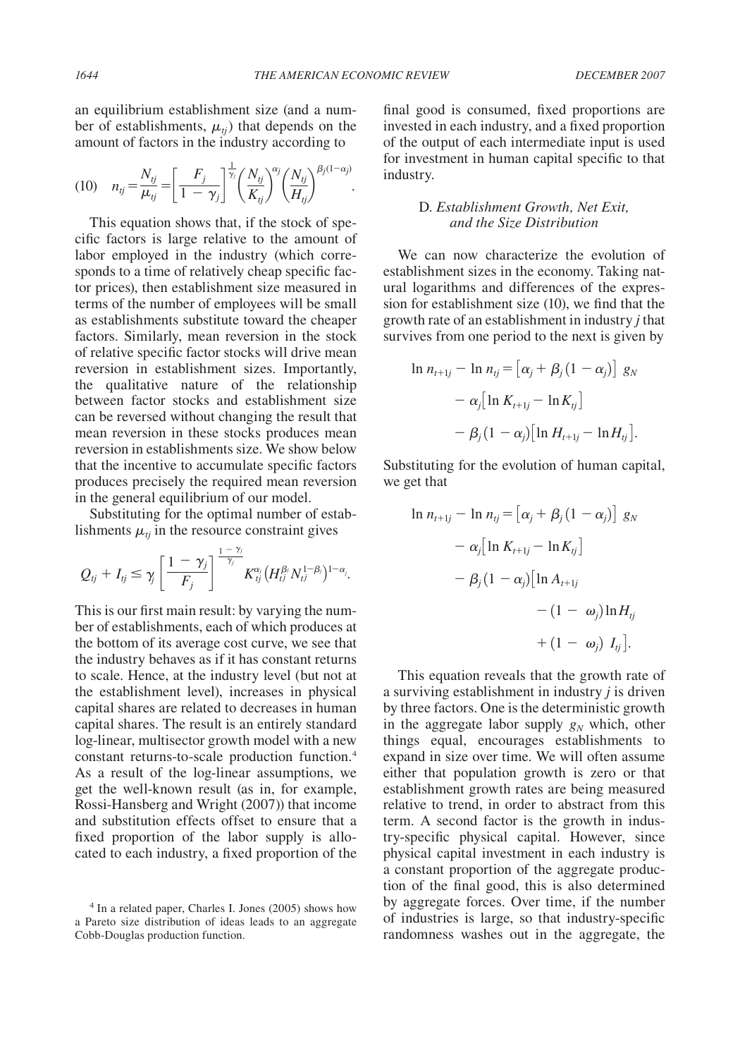an equilibrium establishment size (and a number of establishments, $\mu_{tj}$) that depends on the amount of factors in the industry according to

$$(10)\quad n_{tj} = \frac{N_{tj}}{\mu_{tj}} = \left[\frac{F_j}{1-\gamma_j}\right]^{\frac{1}{\gamma_j}} \left(\frac{N_{tj}}{K_{tj}}\right)^{\alpha_j} \left(\frac{N_{tj}}{H_{tj}}\right)^{\beta_j(1-\alpha_j)}.$$

This equation shows that, if the stock of specific factors is large relative to the amount of labor employed in the industry (which corresponds to a time of relatively cheap specific factor prices), then establishment size measured in terms of the number of employees will be small as establishments substitute toward the cheaper factors. Similarly, mean reversion in the stock of relative specific factor stocks will drive mean reversion in establishment sizes. Importantly, the qualitative nature of the relationship between factor stocks and establishment size can be reversed without changing the result that mean reversion in these stocks produces mean reversion in establishments size. We show below that the incentive to accumulate specific factors produces precisely the required mean reversion in the general equilibrium of our model.

Substituting for the optimal number of establishments $\mu_{tj}$ in the resource constraint gives

$$Q_{tj} + I_{tj} \leq \gamma_j \left[\frac{1-\gamma_j}{F_j}\right]^{\frac{1-\gamma_j}{\gamma_j}} K_{tj}^{\alpha_j} \left(H_{tj}^{\beta_j} N_{tj}^{1-\beta_j}\right)^{1-\alpha_j}.$$

This is our first main result: by varying the number of establishments, each of which produces at the bottom of its average cost curve, we see that the industry behaves as if it has constant returns to scale. Hence, at the industry level (but not at the establishment level), increases in physical capital shares are related to decreases in human capital shares. The result is an entirely standard log-linear, multisector growth model with a new constant returns-to-scale production function.[4] As a result of the log-linear assumptions, we get the well-known result (as in, for example, Rossi-Hansberg and Wright (2007)) that income and substitution effects offset to ensure that a fixed proportion of the labor supply is allocated to each industry, a fixed proportion of the final good is consumed, fixed proportions are invested in each industry, and a fixed proportion of the output of each intermediate input is used for investment in human capital specific to that industry.

### D. *Establishment Growth, Net Exit, and the Size Distribution*

We can now characterize the evolution of establishment sizes in the economy. Taking natural logarithms and differences of the expression for establishment size (10), we find that the growth rate of an establishment in industry $j$ that survives from one period to the next is given by

$$\begin{aligned}
\ln n_{t+1j} - \ln n_{tj} = {} & \left[\alpha_j + \beta_j(1-\alpha_j)\right] g_N \\
& - \alpha_j\left[\ln K_{t+1j} - \ln K_{tj}\right] \\
& - \beta_j(1-\alpha_j)\left[\ln H_{t+1j} - \ln H_{tj}\right].
\end{aligned}$$

Substituting for the evolution of human capital, we get that

$$\begin{aligned}
\ln n_{t+1j} - \ln n_{tj} = {} & \left[\alpha_j + \beta_j(1-\alpha_j)\right] g_N \\
& - \alpha_j\left[\ln K_{t+1j} - \ln K_{tj}\right] \\
& - \beta_j(1-\alpha_j)\big[\ln A_{t+1j} \\
& \qquad - (1-\omega_j)\ln H_{tj} \\
& \qquad + (1-\omega_j)\, I_{tj}\big].
\end{aligned}$$

This equation reveals that the growth rate of a surviving establishment in industry $j$ is driven by three factors. One is the deterministic growth in the aggregate labor supply $g_N$ which, other things equal, encourages establishments to expand in size over time. We will often assume either that population growth is zero or that establishment growth rates are being measured relative to trend, in order to abstract from this term. A second factor is the growth in industry-specific physical capital. However, since physical capital investment in each industry is a constant proportion of the aggregate production of the final good, this is also determined by aggregate forces. Over time, if the number of industries is large, so that industry-specific randomness washes out in the aggregate, the

[4] In a related paper, Charles I. Jones (2005) shows how a Pareto size distribution of ideas leads to an aggregate Cobb-Douglas production function.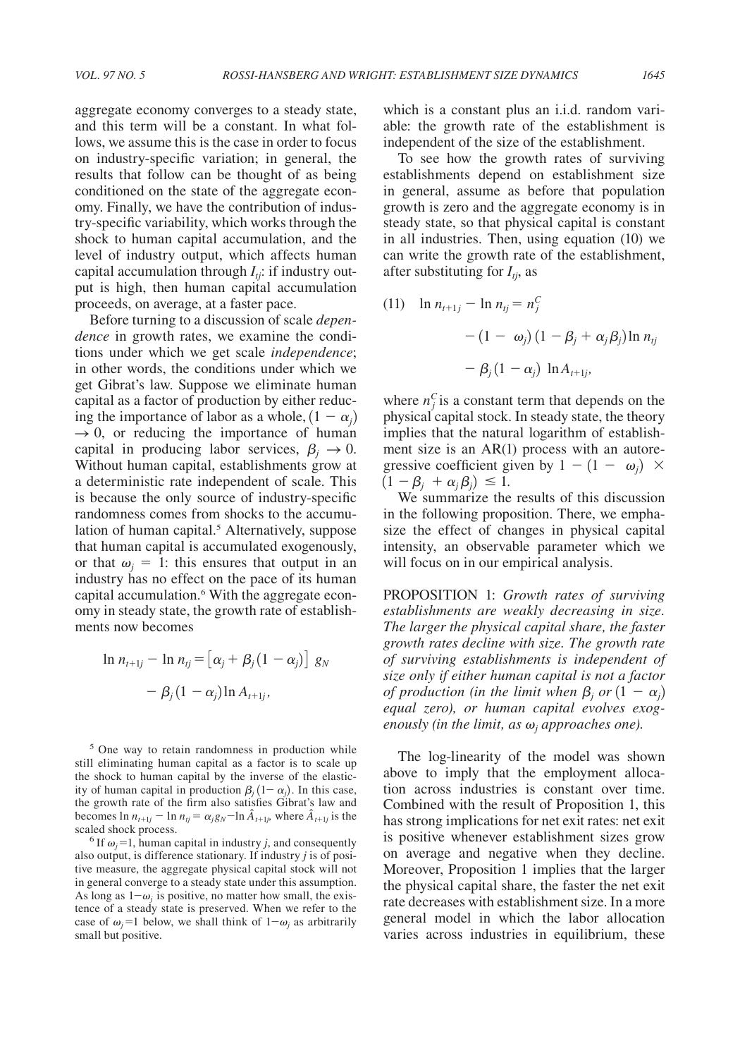aggregate economy converges to a steady state, and this term will be a constant. In what follows, we assume this is the case in order to focus on industry-specific variation; in general, the results that follow can be thought of as being conditioned on the state of the aggregate economy. Finally, we have the contribution of industry-specific variability, which works through the shock to human capital accumulation, and the level of industry output, which affects human capital accumulation through $I_{tj}$: if industry output is high, then human capital accumulation proceeds, on average, at a faster pace.

Before turning to a discussion of scale *dependence* in growth rates, we examine the conditions under which we get scale *independence*; in other words, the conditions under which we get Gibrat's law. Suppose we eliminate human capital as a factor of production by either reducing the importance of labor as a whole, $(1 - \alpha_j) \to 0$, or reducing the importance of human capital in producing labor services, $\beta_j \to 0$. Without human capital, establishments grow at a deterministic rate independent of scale. This is because the only source of industry-specific randomness comes from shocks to the accumulation of human capital.[5] Alternatively, suppose that human capital is accumulated exogenously, or that $\omega_j = 1$: this ensures that output in an industry has no effect on the pace of its human capital accumulation.[6] With the aggregate economy in steady state, the growth rate of establishments now becomes

$$\ln n_{t+1j} - \ln n_{tj} = \left[\alpha_j + \beta_j(1-\alpha_j)\right] g_N - \beta_j(1-\alpha_j)\ln A_{t+1j},$$

which is a constant plus an i.i.d. random variable: the growth rate of the establishment is independent of the size of the establishment.

To see how the growth rates of surviving establishments depend on establishment size in general, assume as before that population growth is zero and the aggregate economy is in steady state, so that physical capital is constant in all industries. Then, using equation (10) we can write the growth rate of the establishment, after substituting for $I_{tj}$, as

$$(11) \quad \ln n_{t+1j} - \ln n_{tj} = n_j^C - (1-\omega_j)(1-\beta_j+\alpha_j\beta_j)\ln n_{tj} - \beta_j(1-\alpha_j)\ \ln A_{t+1j},$$

where $n_j^C$ is a constant term that depends on the physical capital stock. In steady state, the theory implies that the natural logarithm of establishment size is an AR(1) process with an autoregressive coefficient given by $1 - (1 - \omega_j) \times (1 - \beta_j + \alpha_j\beta_j) \le 1$.

We summarize the results of this discussion in the following proposition. There, we emphasize the effect of changes in physical capital intensity, an observable parameter which we will focus on in our empirical analysis.

PROPOSITION 1: *Growth rates of surviving establishments are weakly decreasing in size. The larger the physical capital share, the faster growth rates decline with size. The growth rate of surviving establishments is independent of size only if either human capital is not a factor of production (in the limit when $\beta_j$ or $(1 - \alpha_j)$ equal zero), or human capital evolves exogenously (in the limit, as $\omega_j$ approaches one).*

The log-linearity of the model was shown above to imply that the employment allocation across industries is constant over time. Combined with the result of Proposition 1, this has strong implications for net exit rates: net exit is positive whenever establishment sizes grow on average and negative when they decline. Moreover, Proposition 1 implies that the larger the physical capital share, the faster the net exit rate decreases with establishment size. In a more general model in which the labor allocation varies across industries in equilibrium, these

[5] One way to retain randomness in production while still eliminating human capital as a factor is to scale up the shock to human capital by the inverse of the elasticity of human capital in production $\beta_j(1-\alpha_j)$. In this case, the growth rate of the firm also satisfies Gibrat's law and becomes $\ln n_{t+1j} - \ln n_{tj} = \alpha_j g_N - \ln \hat{A}_{t+1j}$, where $\hat{A}_{t+1j}$ is the scaled shock process.

[6] If $\omega_j = 1$, human capital in industry $j$, and consequently also output, is difference stationary. If industry $j$ is of positive measure, the aggregate physical capital stock will not in general converge to a steady state under this assumption. As long as $1-\omega_j$ is positive, no matter how small, the existence of a steady state is preserved. When we refer to the case of $\omega_j = 1$ below, we shall think of $1-\omega_j$ as arbitrarily small but positive.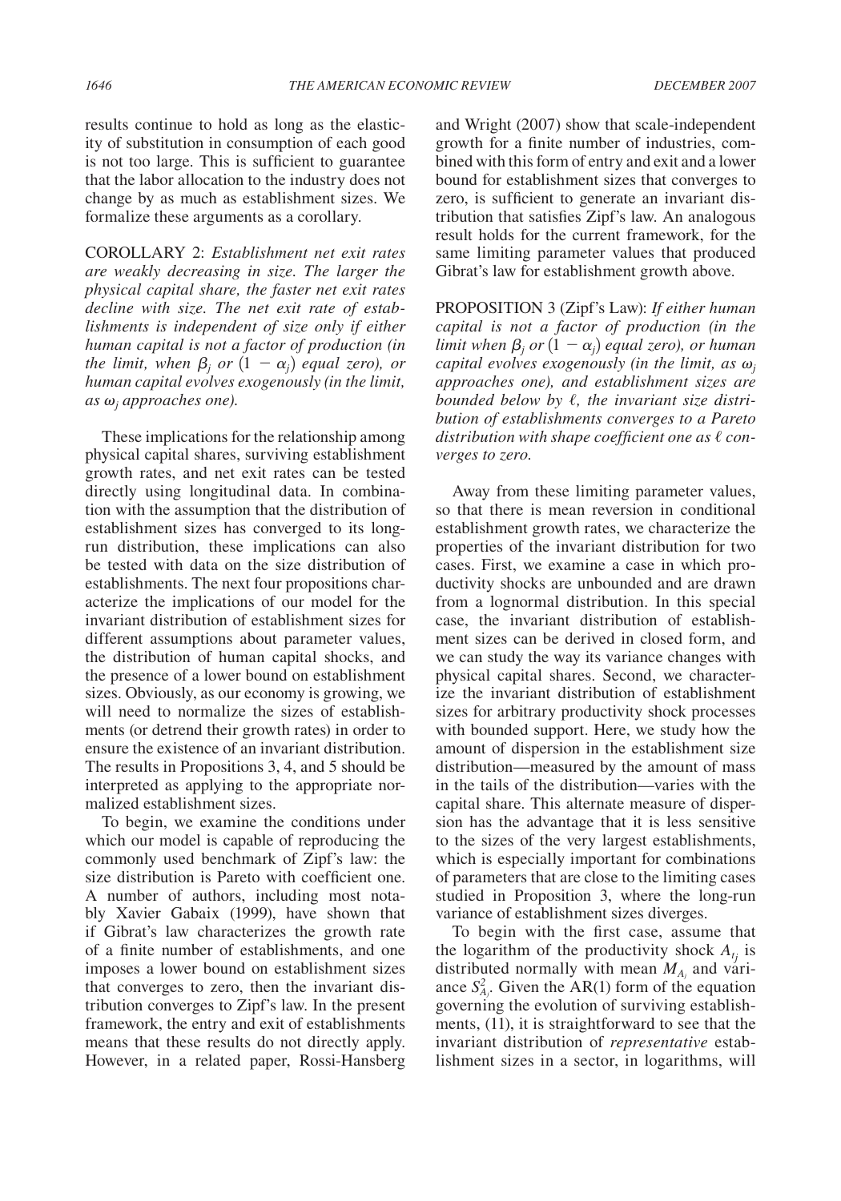results continue to hold as long as the elasticity of substitution in consumption of each good is not too large. This is sufficient to guarantee that the labor allocation to the industry does not change by as much as establishment sizes. We formalize these arguments as a corollary.

COROLLARY 2: *Establishment net exit rates are weakly decreasing in size. The larger the physical capital share, the faster net exit rates decline with size. The net exit rate of establishments is independent of size only if either human capital is not a factor of production (in the limit, when $\beta_j$ or $(1 - \alpha_j)$ equal zero), or human capital evolves exogenously (in the limit, as $\omega_j$ approaches one).*

These implications for the relationship among physical capital shares, surviving establishment growth rates, and net exit rates can be tested directly using longitudinal data. In combination with the assumption that the distribution of establishment sizes has converged to its long-run distribution, these implications can also be tested with data on the size distribution of establishments. The next four propositions characterize the implications of our model for the invariant distribution of establishment sizes for different assumptions about parameter values, the distribution of human capital shocks, and the presence of a lower bound on establishment sizes. Obviously, as our economy is growing, we will need to normalize the sizes of establishments (or detrend their growth rates) in order to ensure the existence of an invariant distribution. The results in Propositions 3, 4, and 5 should be interpreted as applying to the appropriate normalized establishment sizes.

To begin, we examine the conditions under which our model is capable of reproducing the commonly used benchmark of Zipf's law: the size distribution is Pareto with coefficient one. A number of authors, including most notably Xavier Gabaix (1999), have shown that if Gibrat's law characterizes the growth rate of a finite number of establishments, and one imposes a lower bound on establishment sizes that converges to zero, then the invariant distribution converges to Zipf's law. In the present framework, the entry and exit of establishments means that these results do not directly apply. However, in a related paper, Rossi-Hansberg and Wright (2007) show that scale-independent growth for a finite number of industries, combined with this form of entry and exit and a lower bound for establishment sizes that converges to zero, is sufficient to generate an invariant distribution that satisfies Zipf's law. An analogous result holds for the current framework, for the same limiting parameter values that produced Gibrat's law for establishment growth above.

PROPOSITION 3 (Zipf's Law): *If either human capital is not a factor of production (in the limit when $\beta_j$ or $(1 - \alpha_j)$ equal zero), or human capital evolves exogenously (in the limit, as $\omega_j$ approaches one), and establishment sizes are bounded below by $\ell$, the invariant size distribution of establishments converges to a Pareto distribution with shape coefficient one as $\ell$ converges to zero.*

Away from these limiting parameter values, so that there is mean reversion in conditional establishment growth rates, we characterize the properties of the invariant distribution for two cases. First, we examine a case in which productivity shocks are unbounded and are drawn from a lognormal distribution. In this special case, the invariant distribution of establishment sizes can be derived in closed form, and we can study the way its variance changes with physical capital shares. Second, we characterize the invariant distribution of establishment sizes for arbitrary productivity shock processes with bounded support. Here, we study how the amount of dispersion in the establishment size distribution—measured by the amount of mass in the tails of the distribution—varies with the capital share. This alternate measure of dispersion has the advantage that it is less sensitive to the sizes of the very largest establishments, which is especially important for combinations of parameters that are close to the limiting cases studied in Proposition 3, where the long-run variance of establishment sizes diverges.

To begin with the first case, assume that the logarithm of the productivity shock $A_{t_j}$ is distributed normally with mean $M_{A_j}$ and variance $S^2_{A_j}$. Given the AR(1) form of the equation governing the evolution of surviving establishments, (11), it is straightforward to see that the invariant distribution of *representative* establishment sizes in a sector, in logarithms, will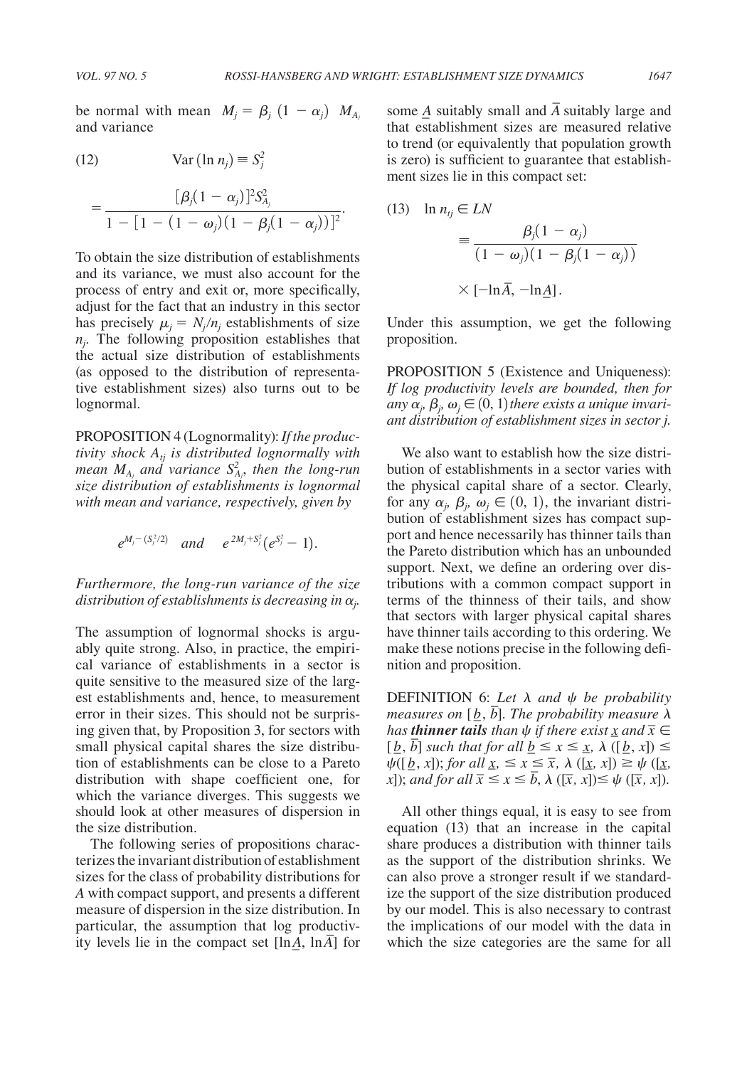be normal with mean $M_j = \beta_j(1-\alpha_j) M_{A_j}$ and variance

$$\text{(12)} \qquad \text{Var}(\ln n_j) \equiv S_j^2 = \frac{[\beta_j(1-\alpha_j)]^2 S_{A_j}^2}{1-[1-(1-\omega_j)(1-\beta_j(1-\alpha_j))]^2}.$$

To obtain the size distribution of establishments and its variance, we must also account for the process of entry and exit or, more specifically, adjust for the fact that an industry in this sector has precisely $\mu_j = N_j/n_j$ establishments of size $n_j$. The following proposition establishes that the actual size distribution of establishments (as opposed to the distribution of representative establishment sizes) also turns out to be lognormal.

PROPOSITION 4 (Lognormality): *If the productivity shock $A_{tj}$ is distributed lognormally with mean $M_{A_j}$ and variance $S_{A_j}^2$, then the long-run size distribution of establishments is lognormal with mean and variance, respectively, given by*

$$e^{M_j-(S_j^2/2)} \quad \text{and} \quad e^{2M_j+S_j^2}(e^{S_j^2}-1).$$

*Furthermore, the long-run variance of the size distribution of establishments is decreasing in $\alpha_j$.*

The assumption of lognormal shocks is arguably quite strong. Also, in practice, the empirical variance of establishments in a sector is quite sensitive to the measured size of the largest establishments and, hence, to measurement error in their sizes. This should not be surprising given that, by Proposition 3, for sectors with small physical capital shares the size distribution of establishments can be close to a Pareto distribution with shape coefficient one, for which the variance diverges. This suggests we should look at other measures of dispersion in the size distribution.

The following series of propositions characterizes the invariant distribution of establishment sizes for the class of probability distributions for $A$ with compact support, and presents a different measure of dispersion in the size distribution. In particular, the assumption that log productivity levels lie in the compact set $[\ln \underline{A}, \ln \overline{A}]$ for some $\underline{A}$ suitably small and $\overline{A}$ suitably large and that establishment sizes are measured relative to trend (or equivalently that population growth is zero) is sufficient to guarantee that establishment sizes lie in this compact set:

$$\text{(13)} \quad \ln n_{tj} \in LN \equiv \frac{\beta_j(1-\alpha_j)}{(1-\omega_j)(1-\beta_j(1-\alpha_j))} \times [-\ln \overline{A}, -\ln \underline{A}].$$

Under this assumption, we get the following proposition.

PROPOSITION 5 (Existence and Uniqueness): *If log productivity levels are bounded, then for any $\alpha_j, \beta_j, \omega_j \in (0,1)$ there exists a unique invariant distribution of establishment sizes in sector $j$.*

We also want to establish how the size distribution of establishments in a sector varies with the physical capital share of a sector. Clearly, for any $\alpha_j, \beta_j, \omega_j \in (0,1)$, the invariant distribution of establishment sizes has compact support and hence necessarily has thinner tails than the Pareto distribution which has an unbounded support. Next, we define an ordering over distributions with a common compact support in terms of the thinness of their tails, and show that sectors with larger physical capital shares have thinner tails according to this ordering. We make these notions precise in the following definition and proposition.

DEFINITION 6: *Let $\lambda$ and $\psi$ be probability measures on $[\underline{b}, \overline{b}]$. The probability measure $\lambda$ has **thinner tails** than $\psi$ if there exist $\underline{x}$ and $\overline{x} \in [\underline{b}, \overline{b}]$ such that for all $\underline{b} \leq x \leq \underline{x}$, $\lambda([\underline{b}, x]) \leq \psi([\underline{b}, x])$; for all $\underline{x} \leq x \leq \overline{x}$, $\lambda([\underline{x}, x]) \geq \psi([\underline{x}, x])$; and for all $\overline{x} \leq x \leq \overline{b}$, $\lambda([\overline{x}, x]) \leq \psi([\overline{x}, x])$.*

All other things equal, it is easy to see from equation (13) that an increase in the capital share produces a distribution with thinner tails as the support of the distribution shrinks. We can also prove a stronger result if we standardize the support of the size distribution produced by our model. This is also necessary to contrast the implications of our model with the data in which the size categories are the same for all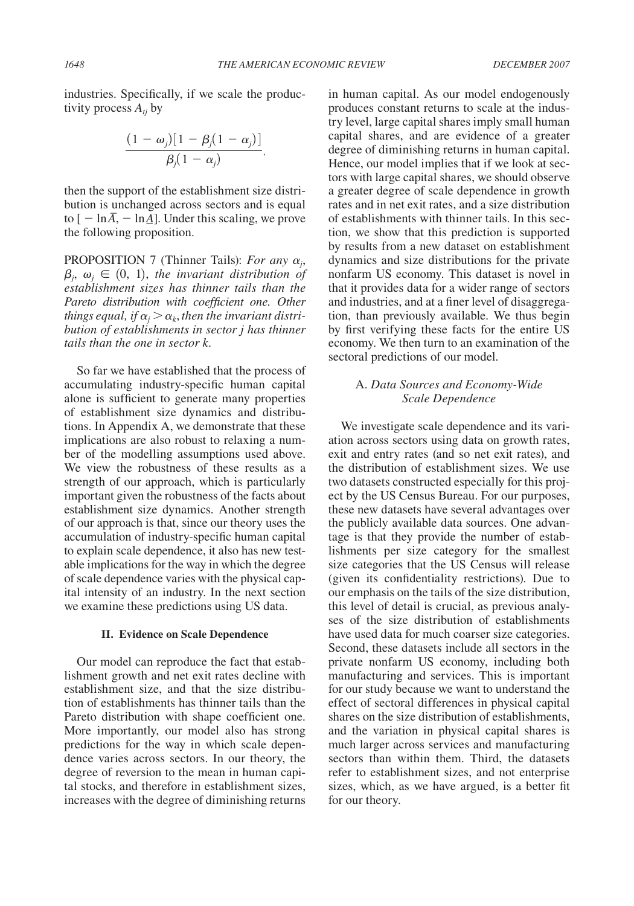industries. Specifically, if we scale the productivity process $A_{tj}$ by

$$\frac{(1-\omega_j)[1-\beta_j(1-\alpha_j)]}{\beta_j(1-\alpha_j)},$$

then the support of the establishment size distribution is unchanged across sectors and is equal to $[-\ln\bar{A}, -\ln\underline{A}]$. Under this scaling, we prove the following proposition.

PROPOSITION 7 (Thinner Tails): *For any $\alpha_j$, $\beta_j$, $\omega_j \in (0, 1)$, the invariant distribution of establishment sizes has thinner tails than the Pareto distribution with coefficient one. Other things equal, if $\alpha_j > \alpha_k$, then the invariant distribution of establishments in sector j has thinner tails than the one in sector k.*

So far we have established that the process of accumulating industry-specific human capital alone is sufficient to generate many properties of establishment size dynamics and distributions. In Appendix A, we demonstrate that these implications are also robust to relaxing a number of the modelling assumptions used above. We view the robustness of these results as a strength of our approach, which is particularly important given the robustness of the facts about establishment size dynamics. Another strength of our approach is that, since our theory uses the accumulation of industry-specific human capital to explain scale dependence, it also has new testable implications for the way in which the degree of scale dependence varies with the physical capital intensity of an industry. In the next section we examine these predictions using US data.

## II. Evidence on Scale Dependence

Our model can reproduce the fact that establishment growth and net exit rates decline with establishment size, and that the size distribution of establishments has thinner tails than the Pareto distribution with shape coefficient one. More importantly, our model also has strong predictions for the way in which scale dependence varies across sectors. In our theory, the degree of reversion to the mean in human capital stocks, and therefore in establishment sizes, increases with the degree of diminishing returns in human capital. As our model endogenously produces constant returns to scale at the industry level, large capital shares imply small human capital shares, and are evidence of a greater degree of diminishing returns in human capital. Hence, our model implies that if we look at sectors with large capital shares, we should observe a greater degree of scale dependence in growth rates and in net exit rates, and a size distribution of establishments with thinner tails. In this section, we show that this prediction is supported by results from a new dataset on establishment dynamics and size distributions for the private nonfarm US economy. This dataset is novel in that it provides data for a wider range of sectors and industries, and at a finer level of disaggregation, than previously available. We thus begin by first verifying these facts for the entire US economy. We then turn to an examination of the sectoral predictions of our model.

### A. *Data Sources and Economy-Wide Scale Dependence*

We investigate scale dependence and its variation across sectors using data on growth rates, exit and entry rates (and so net exit rates), and the distribution of establishment sizes. We use two datasets constructed especially for this project by the US Census Bureau. For our purposes, these new datasets have several advantages over the publicly available data sources. One advantage is that they provide the number of establishments per size category for the smallest size categories that the US Census will release (given its confidentiality restrictions). Due to our emphasis on the tails of the size distribution, this level of detail is crucial, as previous analyses of the size distribution of establishments have used data for much coarser size categories. Second, these datasets include all sectors in the private nonfarm US economy, including both manufacturing and services. This is important for our study because we want to understand the effect of sectoral differences in physical capital shares on the size distribution of establishments, and the variation in physical capital shares is much larger across services and manufacturing sectors than within them. Third, the datasets refer to establishment sizes, and not enterprise sizes, which, as we have argued, is a better fit for our theory.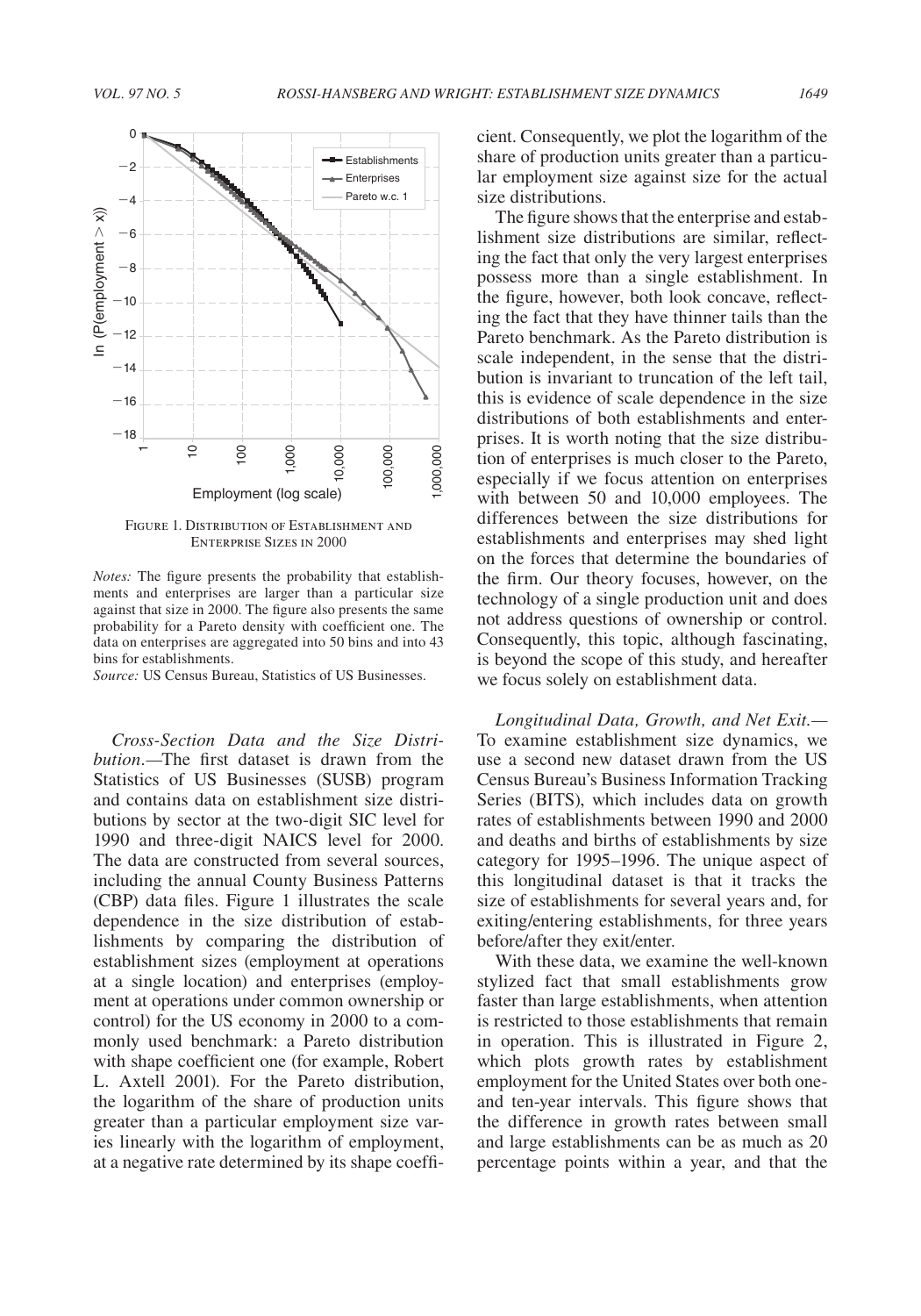Figure 1. Distribution of Establishment and Enterprise Sizes in 2000

*Notes:* The figure presents the probability that establishments and enterprises are larger than a particular size against that size in 2000. The figure also presents the same probability for a Pareto density with coefficient one. The data on enterprises are aggregated into 50 bins and into 43 bins for establishments.

*Source:* US Census Bureau, Statistics of US Businesses.

*Cross-Section Data and the Size Distribution.*—The first dataset is drawn from the Statistics of US Businesses (SUSB) program and contains data on establishment size distributions by sector at the two-digit SIC level for 1990 and three-digit NAICS level for 2000. The data are constructed from several sources, including the annual County Business Patterns (CBP) data files. Figure 1 illustrates the scale dependence in the size distribution of establishments by comparing the distribution of establishment sizes (employment at operations at a single location) and enterprises (employment at operations under common ownership or control) for the US economy in 2000 to a commonly used benchmark: a Pareto distribution with shape coefficient one (for example, Robert L. Axtell 2001). For the Pareto distribution, the logarithm of the share of production units greater than a particular employment size varies linearly with the logarithm of employment, at a negative rate determined by its shape coefficient. Consequently, we plot the logarithm of the share of production units greater than a particular employment size against size for the actual size distributions.

The figure shows that the enterprise and establishment size distributions are similar, reflecting the fact that only the very largest enterprises possess more than a single establishment. In the figure, however, both look concave, reflecting the fact that they have thinner tails than the Pareto benchmark. As the Pareto distribution is scale independent, in the sense that the distribution is invariant to truncation of the left tail, this is evidence of scale dependence in the size distributions of both establishments and enterprises. It is worth noting that the size distribution of enterprises is much closer to the Pareto, especially if we focus attention on enterprises with between 50 and 10,000 employees. The differences between the size distributions for establishments and enterprises may shed light on the forces that determine the boundaries of the firm. Our theory focuses, however, on the technology of a single production unit and does not address questions of ownership or control. Consequently, this topic, although fascinating, is beyond the scope of this study, and hereafter we focus solely on establishment data.

*Longitudinal Data, Growth, and Net Exit.*—To examine establishment size dynamics, we use a second new dataset drawn from the US Census Bureau's Business Information Tracking Series (BITS), which includes data on growth rates of establishments between 1990 and 2000 and deaths and births of establishments by size category for 1995–1996. The unique aspect of this longitudinal dataset is that it tracks the size of establishments for several years and, for exiting/entering establishments, for three years before/after they exit/enter.

With these data, we examine the well-known stylized fact that small establishments grow faster than large establishments, when attention is restricted to those establishments that remain in operation. This is illustrated in Figure 2, which plots growth rates by establishment employment for the United States over both one- and ten-year intervals. This figure shows that the difference in growth rates between small and large establishments can be as much as 20 percentage points within a year, and that the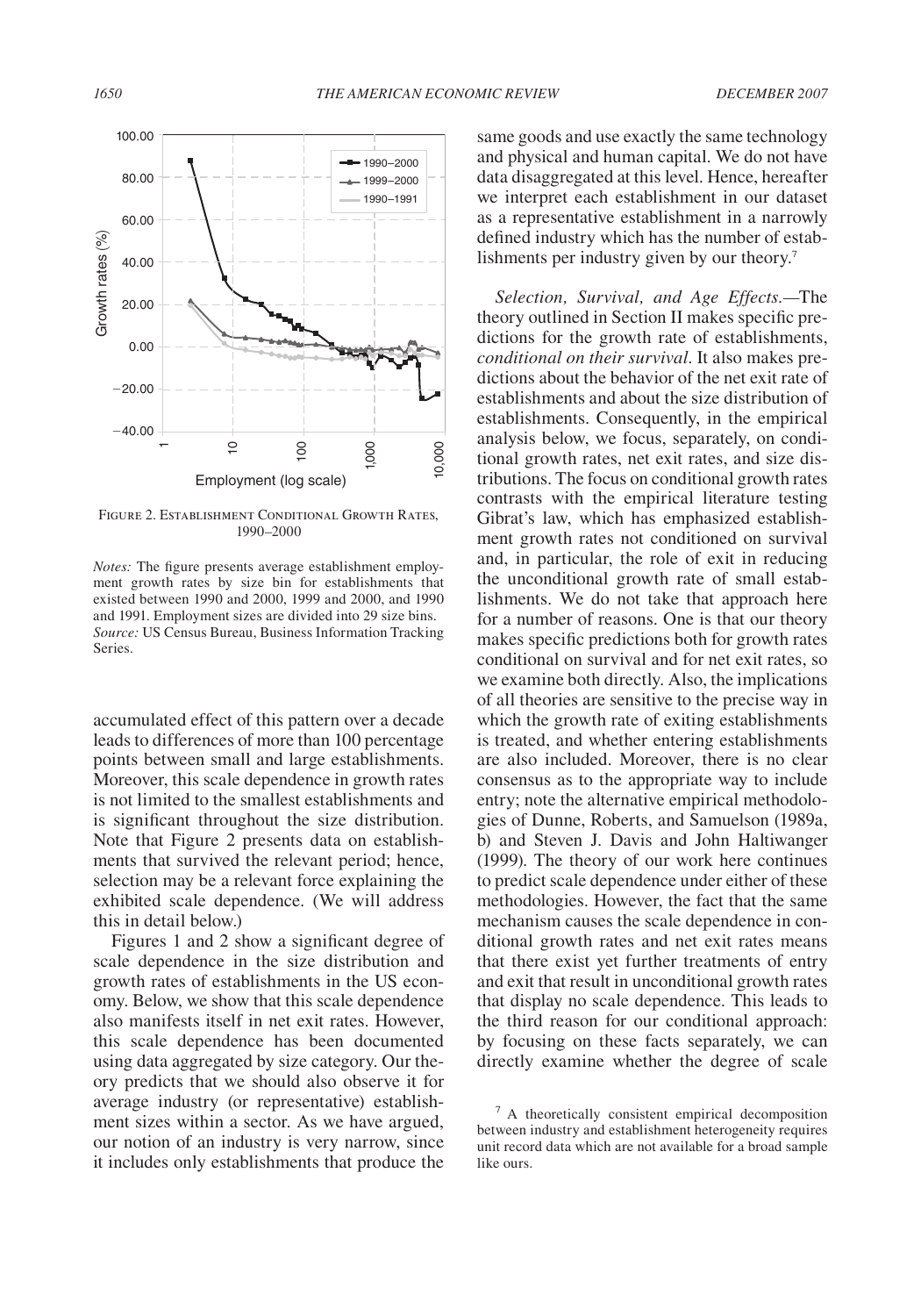100.00
80.00
60.00
40.00
20.00
0.00
−20.00
−40.00

Growth rates (%)

1
10
100
1,000
10,000

Employment (log scale)

1990–2000
1999–2000
1990–1991

Figure 2. Establishment Conditional Growth Rates, 1990–2000

*Notes:* The figure presents average establishment employment growth rates by size bin for establishments that existed between 1990 and 2000, 1999 and 2000, and 1990 and 1991. Employment sizes are divided into 29 size bins.
*Source:* US Census Bureau, Business Information Tracking Series.

accumulated effect of this pattern over a decade leads to differences of more than 100 percentage points between small and large establishments. Moreover, this scale dependence in growth rates is not limited to the smallest establishments and is significant throughout the size distribution. Note that Figure 2 presents data on establishments that survived the relevant period; hence, selection may be a relevant force explaining the exhibited scale dependence. (We will address this in detail below.)

Figures 1 and 2 show a significant degree of scale dependence in the size distribution and growth rates of establishments in the US economy. Below, we show that this scale dependence also manifests itself in net exit rates. However, this scale dependence has been documented using data aggregated by size category. Our theory predicts that we should also observe it for average industry (or representative) establishment sizes within a sector. As we have argued, our notion of an industry is very narrow, since it includes only establishments that produce the same goods and use exactly the same technology and physical and human capital. We do not have data disaggregated at this level. Hence, hereafter we interpret each establishment in our dataset as a representative establishment in a narrowly defined industry which has the number of establishments per industry given by our theory.[7]

*Selection, Survival, and Age Effects.*—The theory outlined in Section II makes specific predictions for the growth rate of establishments, *conditional on their survival*. It also makes predictions about the behavior of the net exit rate of establishments and about the size distribution of establishments. Consequently, in the empirical analysis below, we focus, separately, on conditional growth rates, net exit rates, and size distributions. The focus on conditional growth rates contrasts with the empirical literature testing Gibrat's law, which has emphasized establishment growth rates not conditioned on survival and, in particular, the role of exit in reducing the unconditional growth rate of small establishments. We do not take that approach here for a number of reasons. One is that our theory makes specific predictions both for growth rates conditional on survival and for net exit rates, so we examine both directly. Also, the implications of all theories are sensitive to the precise way in which the growth rate of exiting establishments is treated, and whether entering establishments are also included. Moreover, there is no clear consensus as to the appropriate way to include entry; note the alternative empirical methodologies of Dunne, Roberts, and Samuelson (1989a, b) and Steven J. Davis and John Haltiwanger (1999). The theory of our work here continues to predict scale dependence under either of these methodologies. However, the fact that the same mechanism causes the scale dependence in conditional growth rates and net exit rates means that there exist yet further treatments of entry and exit that result in unconditional growth rates that display no scale dependence. This leads to the third reason for our conditional approach: by focusing on these facts separately, we can directly examine whether the degree of scale

[7] A theoretically consistent empirical decomposition between industry and establishment heterogeneity requires unit record data which are not available for a broad sample like ours.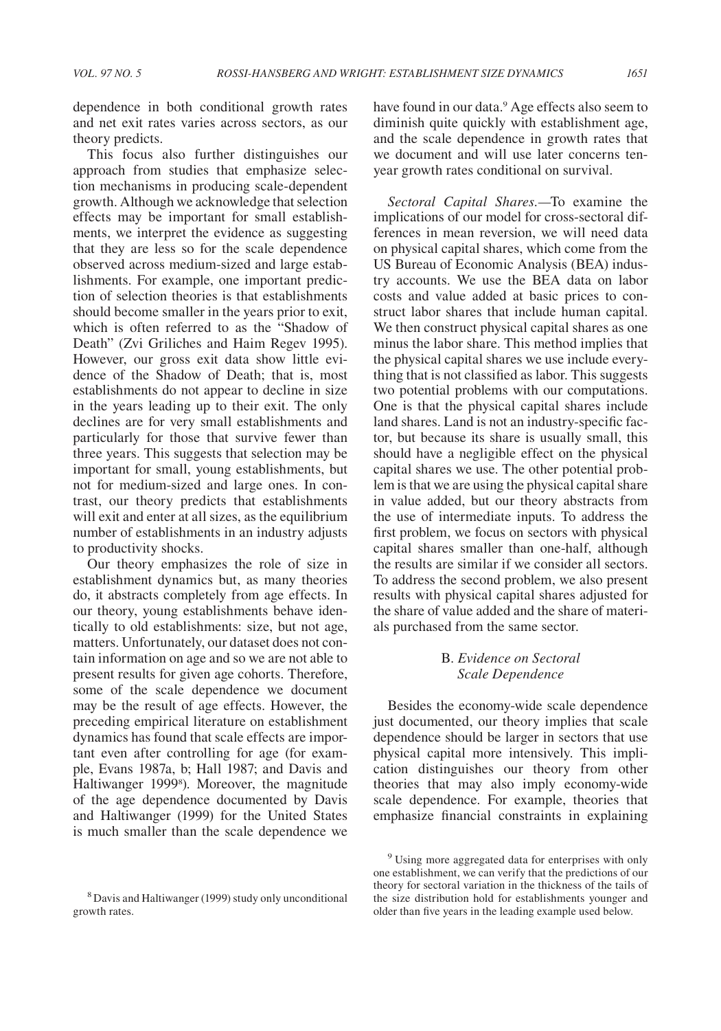dependence in both conditional growth rates and net exit rates varies across sectors, as our theory predicts.

This focus also further distinguishes our approach from studies that emphasize selection mechanisms in producing scale-dependent growth. Although we acknowledge that selection effects may be important for small establishments, we interpret the evidence as suggesting that they are less so for the scale dependence observed across medium-sized and large establishments. For example, one important prediction of selection theories is that establishments should become smaller in the years prior to exit, which is often referred to as the "Shadow of Death" (Zvi Griliches and Haim Regev 1995). However, our gross exit data show little evidence of the Shadow of Death; that is, most establishments do not appear to decline in size in the years leading up to their exit. The only declines are for very small establishments and particularly for those that survive fewer than three years. This suggests that selection may be important for small, young establishments, but not for medium-sized and large ones. In contrast, our theory predicts that establishments will exit and enter at all sizes, as the equilibrium number of establishments in an industry adjusts to productivity shocks.

Our theory emphasizes the role of size in establishment dynamics but, as many theories do, it abstracts completely from age effects. In our theory, young establishments behave identically to old establishments: size, but not age, matters. Unfortunately, our dataset does not contain information on age and so we are not able to present results for given age cohorts. Therefore, some of the scale dependence we document may be the result of age effects. However, the preceding empirical literature on establishment dynamics has found that scale effects are important even after controlling for age (for example, Evans 1987a, b; Hall 1987; and Davis and Haltiwanger 1999[8]). Moreover, the magnitude of the age dependence documented by Davis and Haltiwanger (1999) for the United States is much smaller than the scale dependence we have found in our data.[9] Age effects also seem to diminish quite quickly with establishment age, and the scale dependence in growth rates that we document and will use later concerns ten-year growth rates conditional on survival.

*Sectoral Capital Shares.*—To examine the implications of our model for cross-sectoral differences in mean reversion, we will need data on physical capital shares, which come from the US Bureau of Economic Analysis (BEA) industry accounts. We use the BEA data on labor costs and value added at basic prices to construct labor shares that include human capital. We then construct physical capital shares as one minus the labor share. This method implies that the physical capital shares we use include everything that is not classified as labor. This suggests two potential problems with our computations. One is that the physical capital shares include land shares. Land is not an industry-specific factor, but because its share is usually small, this should have a negligible effect on the physical capital shares we use. The other potential problem is that we are using the physical capital share in value added, but our theory abstracts from the use of intermediate inputs. To address the first problem, we focus on sectors with physical capital shares smaller than one-half, although the results are similar if we consider all sectors. To address the second problem, we also present results with physical capital shares adjusted for the share of value added and the share of materials purchased from the same sector.

### B. *Evidence on Sectoral Scale Dependence*

Besides the economy-wide scale dependence just documented, our theory implies that scale dependence should be larger in sectors that use physical capital more intensively. This implication distinguishes our theory from other theories that may also imply economy-wide scale dependence. For example, theories that emphasize financial constraints in explaining

[8] Davis and Haltiwanger (1999) study only unconditional growth rates.

[9] Using more aggregated data for enterprises with only one establishment, we can verify that the predictions of our theory for sectoral variation in the thickness of the tails of the size distribution hold for establishments younger and older than five years in the leading example used below.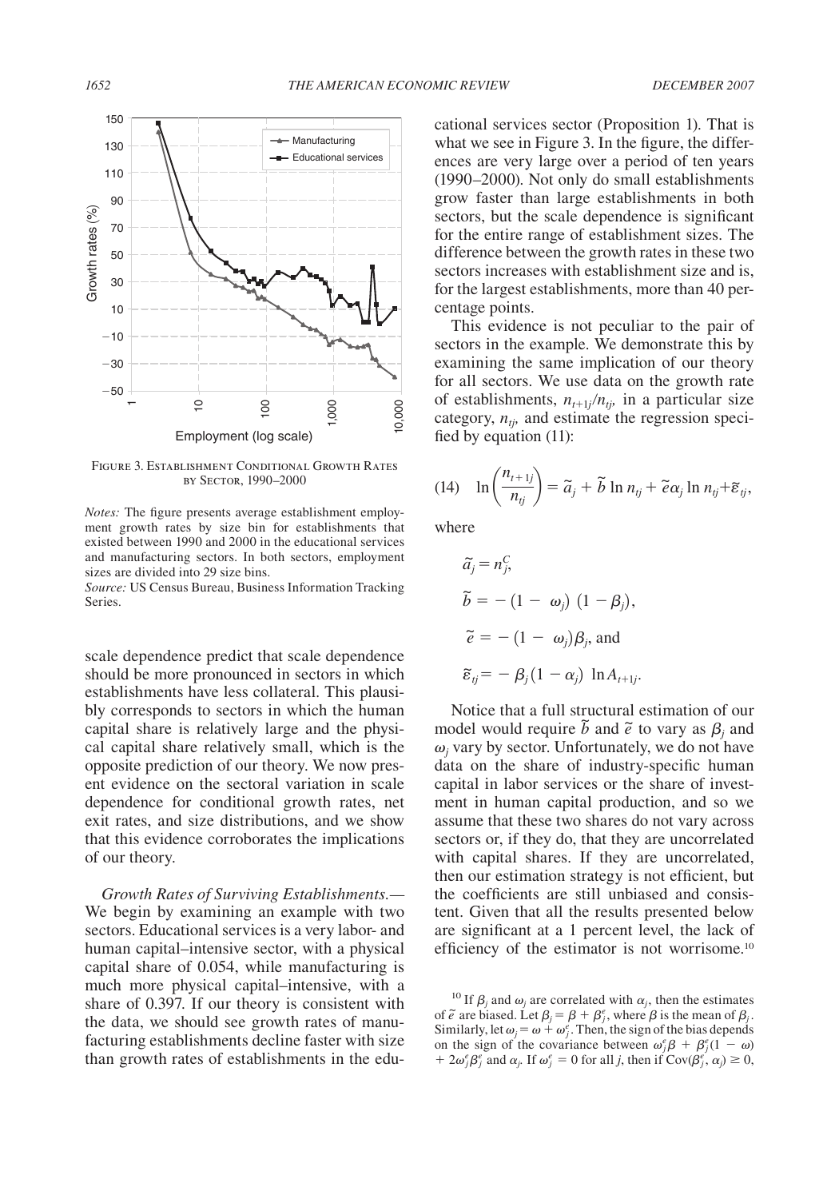FIGURE 3. ESTABLISHMENT CONDITIONAL GROWTH RATES BY SECTOR, 1990–2000

*Notes:* The figure presents average establishment employment growth rates by size bin for establishments that existed between 1990 and 2000 in the educational services and manufacturing sectors. In both sectors, employment sizes are divided into 29 size bins.

*Source:* US Census Bureau, Business Information Tracking Series.

scale dependence predict that scale dependence should be more pronounced in sectors in which establishments have less collateral. This plausibly corresponds to sectors in which the human capital share is relatively large and the physical capital share relatively small, which is the opposite prediction of our theory. We now present evidence on the sectoral variation in scale dependence for conditional growth rates, net exit rates, and size distributions, and we show that this evidence corroborates the implications of our theory.

*Growth Rates of Surviving Establishments.*— We begin by examining an example with two sectors. Educational services is a very labor- and human capital–intensive sector, with a physical capital share of 0.054, while manufacturing is much more physical capital–intensive, with a share of 0.397. If our theory is consistent with the data, we should see growth rates of manufacturing establishments decline faster with size than growth rates of establishments in the educational services sector (Proposition 1). That is what we see in Figure 3. In the figure, the differences are very large over a period of ten years (1990–2000). Not only do small establishments grow faster than large establishments in both sectors, but the scale dependence is significant for the entire range of establishment sizes. The difference between the growth rates in these two sectors increases with establishment size and is, for the largest establishments, more than 40 percentage points.

This evidence is not peculiar to the pair of sectors in the example. We demonstrate this by examining the same implication of our theory for all sectors. We use data on the growth rate of establishments, $n_{t+1j}/n_{tj}$, in a particular size category, $n_{tj}$, and estimate the regression specified by equation (11):

$$\ln\left(\frac{n_{t+1j}}{n_{tj}}\right) = \tilde{a}_j + \tilde{b}\ln n_{tj} + \tilde{e}\alpha_j \ln n_{tj} + \tilde{\varepsilon}_{tj}, \tag{14}$$

where

$$\tilde{a}_j = n_j^C,$$

$$\tilde{b} = -(1 - \omega_j)(1 - \beta_j),$$

$$\tilde{e} = -(1 - \omega_j)\beta_j, \text{ and}$$

$$\tilde{\varepsilon}_{tj} = -\beta_j(1 - \alpha_j)\ln A_{t+1j}.$$

Notice that a full structural estimation of our model would require $\tilde{b}$ and $\tilde{e}$ to vary as $\beta_j$ and $\omega_j$ vary by sector. Unfortunately, we do not have data on the share of industry-specific human capital in labor services or the share of investment in human capital production, and so we assume that these two shares do not vary across sectors or, if they do, that they are uncorrelated with capital shares. If they are uncorrelated, then our estimation strategy is not efficient, but the coefficients are still unbiased and consistent. Given that all the results presented below are significant at a 1 percent level, the lack of efficiency of the estimator is not worrisome.[10]

[10] If $\beta_j$ and $\omega_j$ are correlated with $\alpha_j$, then the estimates of $\tilde{e}$ are biased. Let $\beta_j = \beta + \beta_j^e$, where $\beta$ is the mean of $\beta_j$. Similarly, let $\omega_j = \omega + \omega_j^e$. Then, the sign of the bias depends on the sign of the covariance between $\omega_j^e\beta + \beta_j^e(1 - \omega) + 2\omega_j^e\beta_j^e$ and $\alpha_j$. If $\omega_j^e = 0$ for all $j$, then if $\text{Cov}(\beta_j^e, \alpha_j) \geq 0$,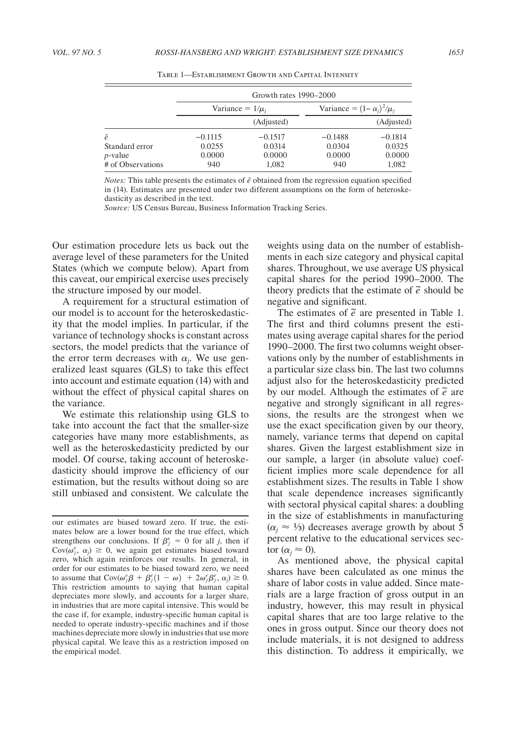Table 1—Establishment Growth and Capital Intensity

| | Growth rates 1990–2000 | | | |
|---|---|---|---|---|
| | Variance = $1/\mu_j$ | | Variance = $(1-\alpha_j)^2/\mu_j$ | |
| | | (Adjusted) | | (Adjusted) |
| $\tilde{e}$ | −0.1115 | −0.1517 | −0.1488 | −0.1814 |
| Standard error | 0.0255 | 0.0314 | 0.0304 | 0.0325 |
| $p$-value | 0.0000 | 0.0000 | 0.0000 | 0.0000 |
| # of Observations | 940 | 1,082 | 940 | 1,082 |

*Notes:* This table presents the estimates of $\tilde{e}$ obtained from the regression equation specified in (14). Estimates are presented under two different assumptions on the form of heteroskedasticity as described in the text.

*Source:* US Census Bureau, Business Information Tracking Series.

Our estimation procedure lets us back out the average level of these parameters for the United States (which we compute below). Apart from this caveat, our empirical exercise uses precisely the structure imposed by our model.

A requirement for a structural estimation of our model is to account for the heteroskedasticity that the model implies. In particular, if the variance of technology shocks is constant across sectors, the model predicts that the variance of the error term decreases with $\alpha_j$. We use generalized least squares (GLS) to take this effect into account and estimate equation (14) with and without the effect of physical capital shares on the variance.

We estimate this relationship using GLS to take into account the fact that the smaller-size categories have many more establishments, as well as the heteroskedasticity predicted by our model. Of course, taking account of heteroskedasticity should improve the efficiency of our estimation, but the results without doing so are still unbiased and consistent. We calculate the weights using data on the number of establishments in each size category and physical capital shares. Throughout, we use average US physical capital shares for the period 1990–2000. The theory predicts that the estimate of $\tilde{e}$ should be negative and significant.

The estimates of $\tilde{e}$ are presented in Table 1. The first and third columns present the estimates using average capital shares for the period 1990–2000. The first two columns weight observations only by the number of establishments in a particular size class bin. The last two columns adjust also for the heteroskedasticity predicted by our model. Although the estimates of $\tilde{e}$ are negative and strongly significant in all regressions, the results are the strongest when we use the exact specification given by our theory, namely, variance terms that depend on capital shares. Given the largest establishment size in our sample, a larger (in absolute value) coefficient implies more scale dependence for all establishment sizes. The results in Table 1 show that scale dependence increases significantly with sectoral physical capital shares: a doubling in the size of establishments in manufacturing ($\alpha_j \approx 1/3$) decreases average growth by about 5 percent relative to the educational services sector ($\alpha_j \approx 0$).

As mentioned above, the physical capital shares have been calculated as one minus the share of labor costs in value added. Since materials are a large fraction of gross output in an industry, however, this may result in physical capital shares that are too large relative to the ones in gross output. Since our theory does not include materials, it is not designed to address this distinction. To address it empirically, we

our estimates are biased toward zero. If true, the estimates below are a lower bound for the true effect, which strengthens our conclusions. If $\beta_j^e = 0$ for all $j$, then if $\text{Cov}(\omega_j^e, \alpha_j) \geq 0$, we again get estimates biased toward zero, which again reinforces our results. In general, in order for our estimates to be biased toward zero, we need to assume that $\text{Cov}(\omega_j^e \beta + \beta_j^e(1-\omega) + 2\omega_j^e \beta_j^e, \alpha_j) \geq 0$. This restriction amounts to saying that human capital depreciates more slowly, and accounts for a larger share, in industries that are more capital intensive. This would be the case if, for example, industry-specific human capital is needed to operate industry-specific machines and if those machines depreciate more slowly in industries that use more physical capital. We leave this as a restriction imposed on the empirical model.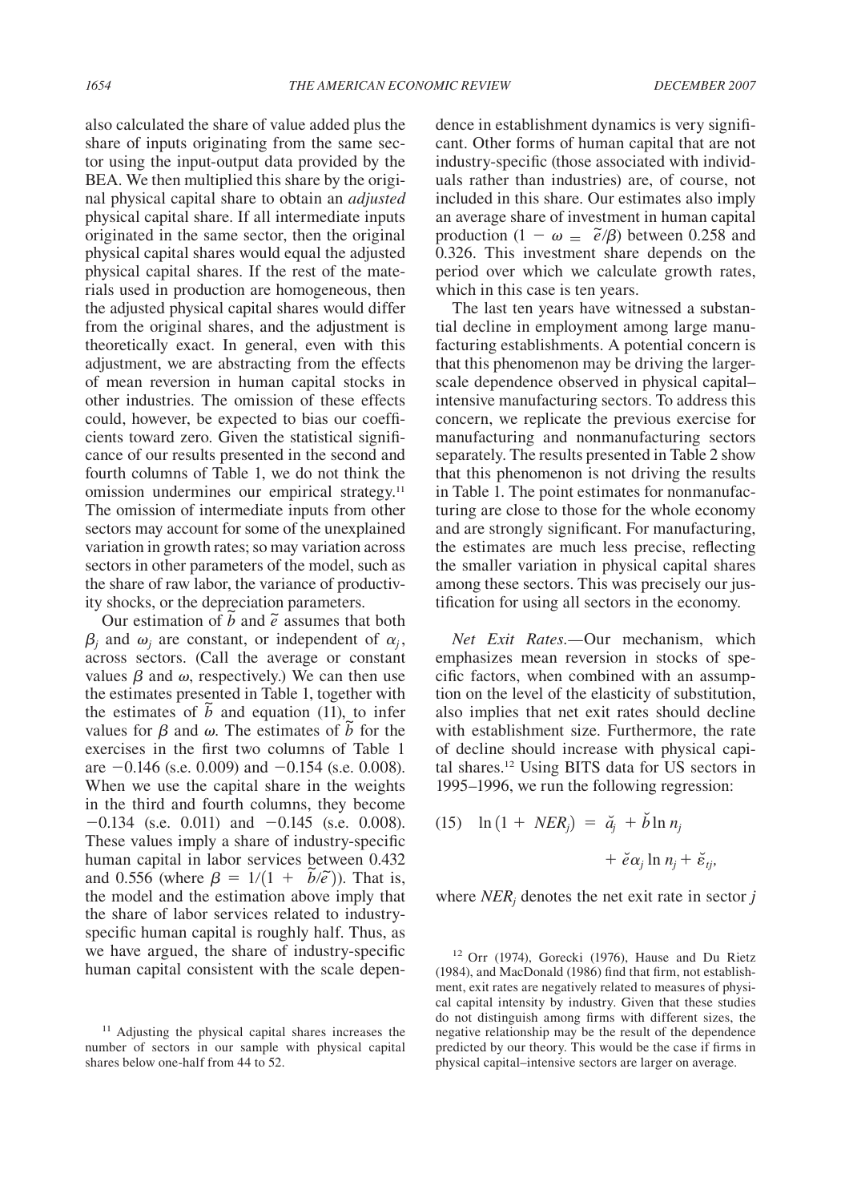also calculated the share of value added plus the share of inputs originating from the same sector using the input-output data provided by the BEA. We then multiplied this share by the original physical capital share to obtain an *adjusted* physical capital share. If all intermediate inputs originated in the same sector, then the original physical capital shares would equal the adjusted physical capital shares. If the rest of the materials used in production are homogeneous, then the adjusted physical capital shares would differ from the original shares, and the adjustment is theoretically exact. In general, even with this adjustment, we are abstracting from the effects of mean reversion in human capital stocks in other industries. The omission of these effects could, however, be expected to bias our coefficients toward zero. Given the statistical significance of our results presented in the second and fourth columns of Table 1, we do not think the omission undermines our empirical strategy.[11] The omission of intermediate inputs from other sectors may account for some of the unexplained variation in growth rates; so may variation across sectors in other parameters of the model, such as the share of raw labor, the variance of productivity shocks, or the depreciation parameters.

Our estimation of $\tilde{b}$ and $\tilde{e}$ assumes that both $\beta_j$ and $\omega_j$ are constant, or independent of $\alpha_j$, across sectors. (Call the average or constant values $\beta$ and $\omega$, respectively.) We can then use the estimates presented in Table 1, together with the estimates of $\tilde{b}$ and equation (11), to infer values for $\beta$ and $\omega$. The estimates of $\tilde{b}$ for the exercises in the first two columns of Table 1 are $-0.146$ (s.e. 0.009) and $-0.154$ (s.e. 0.008). When we use the capital share in the weights in the third and fourth columns, they become $-0.134$ (s.e. 0.011) and $-0.145$ (s.e. 0.008). These values imply a share of industry-specific human capital in labor services between 0.432 and 0.556 (where $\beta = 1/(1 + \tilde{b}/\tilde{e})$). That is, the model and the estimation above imply that the share of labor services related to industry-specific human capital is roughly half. Thus, as we have argued, the share of industry-specific human capital consistent with the scale dependence in establishment dynamics is very significant. Other forms of human capital that are not industry-specific (those associated with individuals rather than industries) are, of course, not included in this share. Our estimates also imply an average share of investment in human capital production ($1 - \omega = \tilde{e}/\beta$) between 0.258 and 0.326. This investment share depends on the period over which we calculate growth rates, which in this case is ten years.

The last ten years have witnessed a substantial decline in employment among large manufacturing establishments. A potential concern is that this phenomenon may be driving the larger-scale dependence observed in physical capital–intensive manufacturing sectors. To address this concern, we replicate the previous exercise for manufacturing and nonmanufacturing sectors separately. The results presented in Table 2 show that this phenomenon is not driving the results in Table 1. The point estimates for nonmanufacturing are close to those for the whole economy and are strongly significant. For manufacturing, the estimates are much less precise, reflecting the smaller variation in physical capital shares among these sectors. This was precisely our justification for using all sectors in the economy.

*Net Exit Rates.*—Our mechanism, which emphasizes mean reversion in stocks of specific factors, when combined with an assumption on the level of the elasticity of substitution, also implies that net exit rates should decline with establishment size. Furthermore, the rate of decline should increase with physical capital shares.[12] Using BITS data for US sectors in 1995–1996, we run the following regression:

$$
(15)\quad \ln(1 + NER_j) = \breve{a}_j + \breve{b}\ln n_j + \breve{e}\alpha_j \ln n_j + \breve{\varepsilon}_{tj},
$$

where $NER_j$ denotes the net exit rate in sector $j$

[11] Adjusting the physical capital shares increases the number of sectors in our sample with physical capital shares below one-half from 44 to 52.

[12] Orr (1974), Gorecki (1976), Hause and Du Rietz (1984), and MacDonald (1986) find that firm, not establishment, exit rates are negatively related to measures of physical capital intensity by industry. Given that these studies do not distinguish among firms with different sizes, the negative relationship may be the result of the dependence predicted by our theory. This would be the case if firms in physical capital–intensive sectors are larger on average.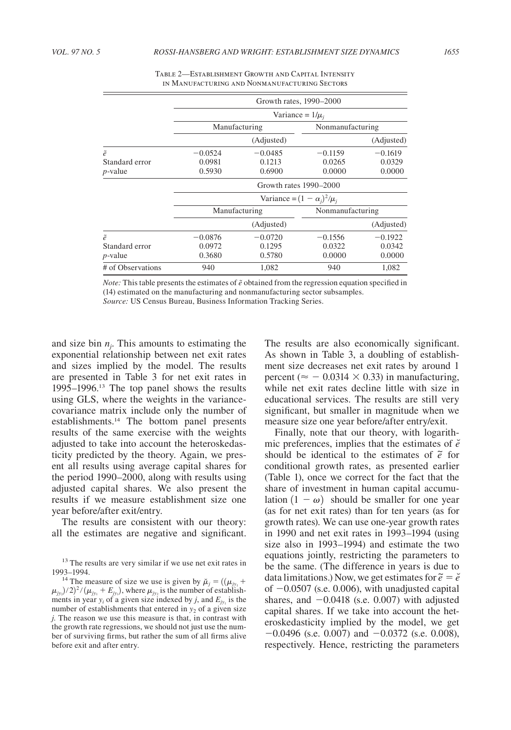Table 2—Establishment Growth and Capital Intensity in Manufacturing and Nonmanufacturing Sectors

| | Growth rates, 1990–2000 | | | |
|---|---|---|---|---|
| | Variance = $1/\mu_j$ | | | |
| | Manufacturing | | Nonmanufacturing | |
| | | (Adjusted) | | (Adjusted) |
| $\tilde{e}$ | −0.0524 | −0.0485 | −0.1159 | −0.1619 |
| Standard error | 0.0981 | 0.1213 | 0.0265 | 0.0329 |
| $p$-value | 0.5930 | 0.6900 | 0.0000 | 0.0000 |
| | Growth rates 1990–2000 | | | |
| | Variance = $(1-\alpha_j)^2/\mu_j$ | | | |
| | Manufacturing | | Nonmanufacturing | |
| | | (Adjusted) | | (Adjusted) |
| $\tilde{e}$ | −0.0876 | −0.0720 | −0.1556 | −0.1922 |
| Standard error | 0.0972 | 0.1295 | 0.0322 | 0.0342 |
| $p$-value | 0.3680 | 0.5780 | 0.0000 | 0.0000 |
| # of Observations | 940 | 1,082 | 940 | 1,082 |

*Note:* This table presents the estimates of $\tilde{e}$ obtained from the regression equation specified in (14) estimated on the manufacturing and nonmanufacturing sector subsamples.
*Source:* US Census Bureau, Business Information Tracking Series.

and size bin $n_j$. This amounts to estimating the exponential relationship between net exit rates and sizes implied by the model. The results are presented in Table 3 for net exit rates in 1995–1996.[13] The top panel shows the results using GLS, where the weights in the variance-covariance matrix include only the number of establishments.[14] The bottom panel presents results of the same exercise with the weights adjusted to take into account the heteroskedasticity predicted by the theory. Again, we present all results using average capital shares for the period 1990–2000, along with results using adjusted capital shares. We also present the results if we measure establishment size one year before/after exit/entry.

The results are consistent with our theory: all the estimates are negative and significant. The results are also economically significant. As shown in Table 3, a doubling of establishment size decreases net exit rates by around 1 percent ($\approx -0.0314 \times 0.33$) in manufacturing, while net exit rates decline little with size in educational services. The results are still very significant, but smaller in magnitude when we measure size one year before/after entry/exit.

Finally, note that our theory, with logarithmic preferences, implies that the estimates of $\breve{e}$ should be identical to the estimates of $\tilde{e}$ for conditional growth rates, as presented earlier (Table 1), once we correct for the fact that the share of investment in human capital accumulation $(1-\omega)$ should be smaller for one year (as for net exit rates) than for ten years (as for growth rates). We can use one-year growth rates in 1990 and net exit rates in 1993–1994 (using size also in 1993–1994) and estimate the two equations jointly, restricting the parameters to be the same. (The difference in years is due to data limitations.) Now, we get estimates for $\tilde{e} = \breve{e}$ of −0.0507 (s.e. 0.006), with unadjusted capital shares, and −0.0418 (s.e. 0.007) with adjusted capital shares. If we take into account the heteroskedasticity implied by the model, we get −0.0496 (s.e. 0.007) and −0.0372 (s.e. 0.008), respectively. Hence, restricting the parameters

[13] The results are very similar if we use net exit rates in 1993–1994.

[14] The measure of size we use is given by $\breve{\mu}_j = ((\mu_{jy_1} + \mu_{jy_2})/2)^2/(\mu_{jy_1} + E_{jy_1})$, where $\mu_{jy_2}$ is the number of establishments in year $y_i$ of a given size indexed by $j$, and $E_{jy_1}$ is the number of establishments that entered in $y_2$ of a given size $j$. The reason we use this measure is that, in contrast with the growth rate regressions, we should not just use the number of surviving firms, but rather the sum of all firms alive before exit and after entry.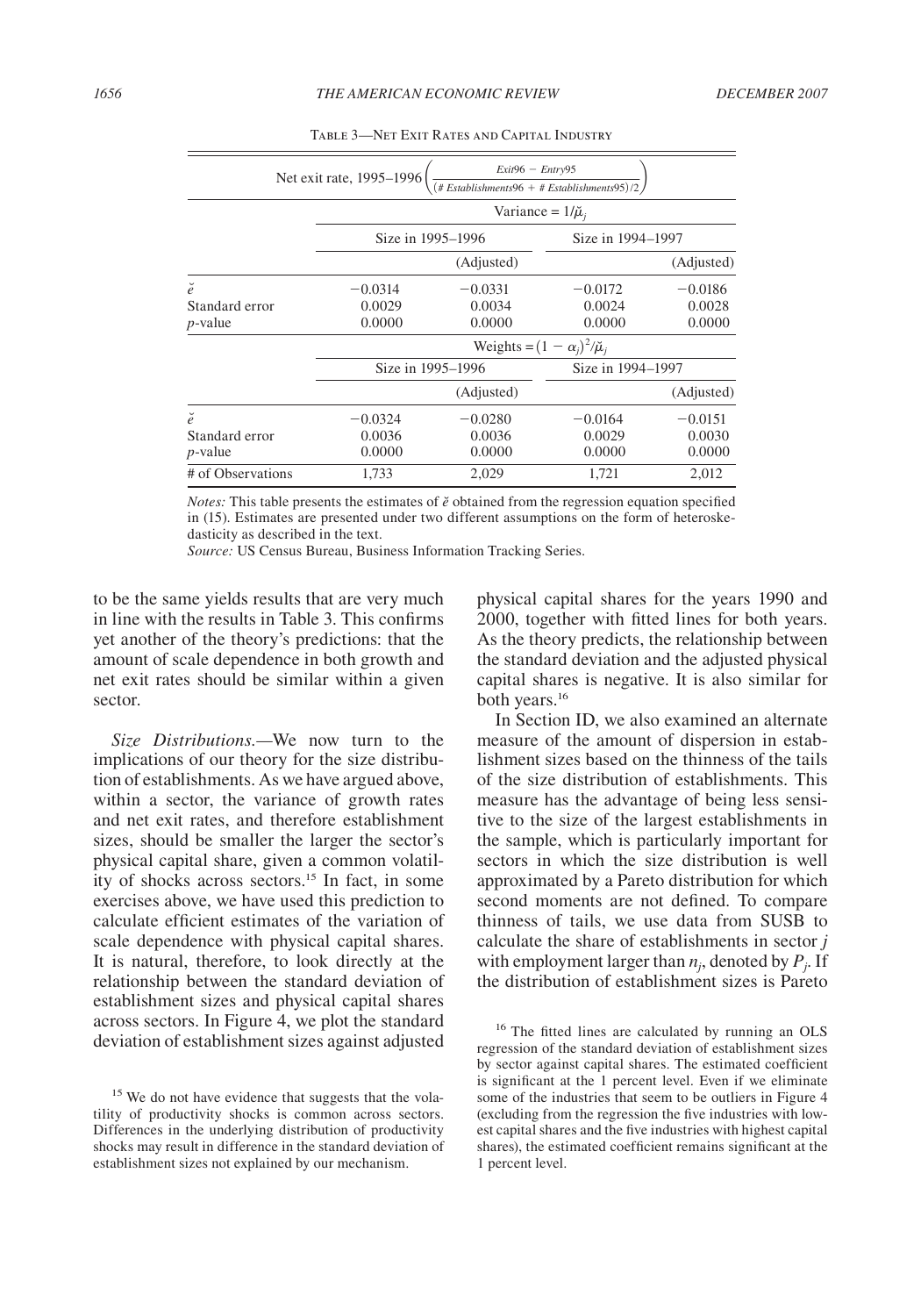Table 3—Net Exit Rates and Capital Industry

| Net exit rate, 1995–1996 $\left(\frac{Exit96 - Entry95}{(\#\ Establishments96 + \#\ Establishments95)/2}\right)$ | | | | |
|---|---|---|---|---|
| | Variance = $1/\breve{\mu}_j$ | | | |
| | Size in 1995–1996 | | Size in 1994–1997 | |
| | | (Adjusted) | | (Adjusted) |
| $\breve{e}$ | −0.0314 | −0.0331 | −0.0172 | −0.0186 |
| Standard error | 0.0029 | 0.0034 | 0.0024 | 0.0028 |
| *p*-value | 0.0000 | 0.0000 | 0.0000 | 0.0000 |
| | Weights = $(1 - \alpha_j)^2/\breve{\mu}_j$ | | | |
| | Size in 1995–1996 | | Size in 1994–1997 | |
| | | (Adjusted) | | (Adjusted) |
| $\breve{e}$ | −0.0324 | −0.0280 | −0.0164 | −0.0151 |
| Standard error | 0.0036 | 0.0036 | 0.0029 | 0.0030 |
| *p*-value | 0.0000 | 0.0000 | 0.0000 | 0.0000 |
| # of Observations | 1,733 | 2,029 | 1,721 | 2,012 |

*Notes:* This table presents the estimates of $\breve{e}$ obtained from the regression equation specified in (15). Estimates are presented under two different assumptions on the form of heteroskedasticity as described in the text.

*Source:* US Census Bureau, Business Information Tracking Series.

to be the same yields results that are very much in line with the results in Table 3. This confirms yet another of the theory's predictions: that the amount of scale dependence in both growth and net exit rates should be similar within a given sector.

*Size Distributions.*—We now turn to the implications of our theory for the size distribution of establishments. As we have argued above, within a sector, the variance of growth rates and net exit rates, and therefore establishment sizes, should be smaller the larger the sector's physical capital share, given a common volatility of shocks across sectors.[15] In fact, in some exercises above, we have used this prediction to calculate efficient estimates of the variation of scale dependence with physical capital shares. It is natural, therefore, to look directly at the relationship between the standard deviation of establishment sizes and physical capital shares across sectors. In Figure 4, we plot the standard deviation of establishment sizes against adjusted physical capital shares for the years 1990 and 2000, together with fitted lines for both years. As the theory predicts, the relationship between the standard deviation and the adjusted physical capital shares is negative. It is also similar for both years.[16]

In Section ID, we also examined an alternate measure of the amount of dispersion in establishment sizes based on the thinness of the tails of the size distribution of establishments. This measure has the advantage of being less sensitive to the size of the largest establishments in the sample, which is particularly important for sectors in which the size distribution is well approximated by a Pareto distribution for which second moments are not defined. To compare thinness of tails, we use data from SUSB to calculate the share of establishments in sector $j$ with employment larger than $n_j$, denoted by $P_j$. If the distribution of establishment sizes is Pareto

[15] We do not have evidence that suggests that the volatility of productivity shocks is common across sectors. Differences in the underlying distribution of productivity shocks may result in difference in the standard deviation of establishment sizes not explained by our mechanism.

[16] The fitted lines are calculated by running an OLS regression of the standard deviation of establishment sizes by sector against capital shares. The estimated coefficient is significant at the 1 percent level. Even if we eliminate some of the industries that seem to be outliers in Figure 4 (excluding from the regression the five industries with lowest capital shares and the five industries with highest capital shares), the estimated coefficient remains significant at the 1 percent level.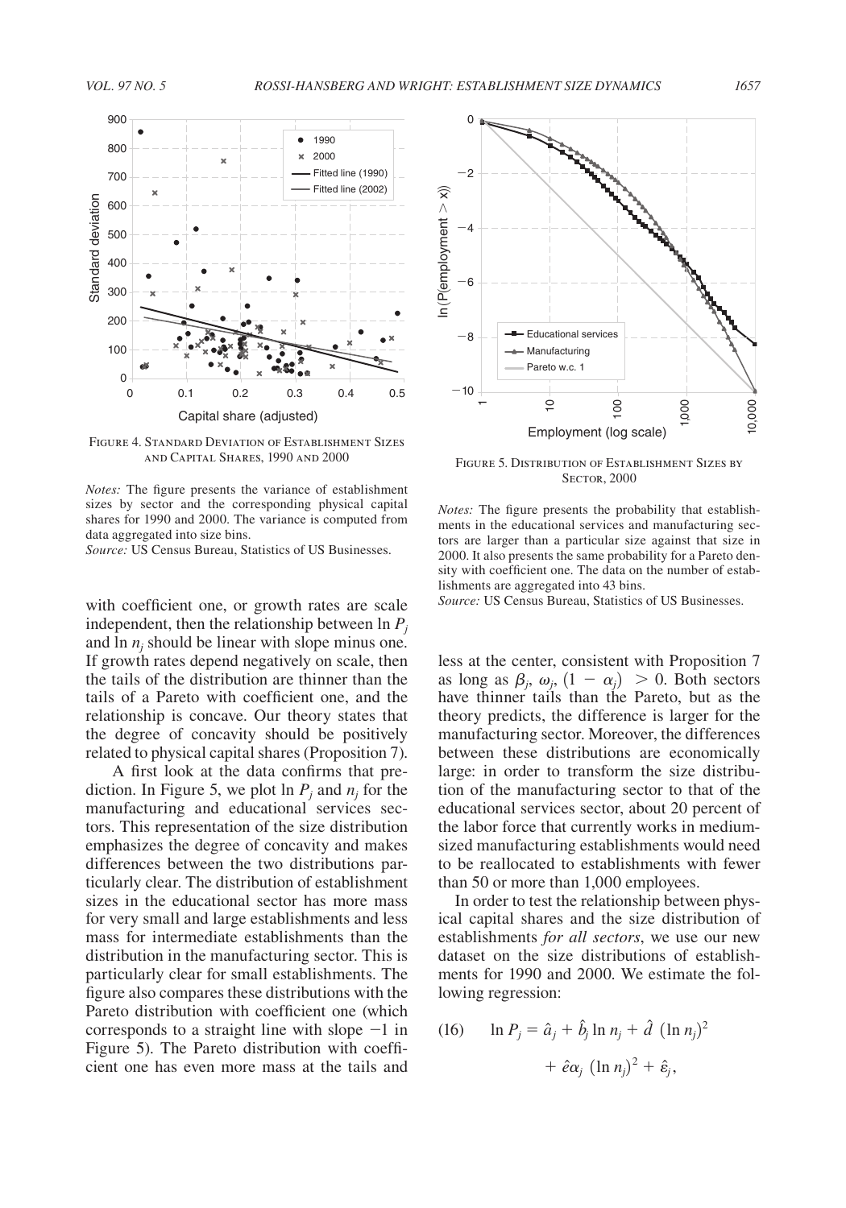FIGURE 4. STANDARD DEVIATION OF ESTABLISHMENT SIZES AND CAPITAL SHARES, 1990 AND 2000

*Notes:* The figure presents the variance of establishment sizes by sector and the corresponding physical capital shares for 1990 and 2000. The variance is computed from data aggregated into size bins.

*Source:* US Census Bureau, Statistics of US Businesses.

FIGURE 5. DISTRIBUTION OF ESTABLISHMENT SIZES BY SECTOR, 2000

*Notes:* The figure presents the probability that establishments in the educational services and manufacturing sectors are larger than a particular size against that size in 2000. It also presents the same probability for a Pareto density with coefficient one. The data on the number of establishments are aggregated into 43 bins.

*Source:* US Census Bureau, Statistics of US Businesses.

with coefficient one, or growth rates are scale independent, then the relationship between $\ln P_j$ and $\ln n_j$ should be linear with slope minus one. If growth rates depend negatively on scale, then the tails of the distribution are thinner than the tails of a Pareto with coefficient one, and the relationship is concave. Our theory states that the degree of concavity should be positively related to physical capital shares (Proposition 7).

A first look at the data confirms that prediction. In Figure 5, we plot $\ln P_j$ and $n_j$ for the manufacturing and educational services sectors. This representation of the size distribution emphasizes the degree of concavity and makes differences between the two distributions particularly clear. The distribution of establishment sizes in the educational sector has more mass for very small and large establishments and less mass for intermediate establishments than the distribution in the manufacturing sector. This is particularly clear for small establishments. The figure also compares these distributions with the Pareto distribution with coefficient one (which corresponds to a straight line with slope $-1$ in Figure 5). The Pareto distribution with coefficient one has even more mass at the tails and less at the center, consistent with Proposition 7 as long as $\beta_j, \omega_j, (1 - \alpha_j) > 0$. Both sectors have thinner tails than the Pareto, but as the theory predicts, the difference is larger for the manufacturing sector. Moreover, the differences between these distributions are economically large: in order to transform the size distribution of the manufacturing sector to that of the educational services sector, about 20 percent of the labor force that currently works in medium-sized manufacturing establishments would need to be reallocated to establishments with fewer than 50 or more than 1,000 employees.

In order to test the relationship between physical capital shares and the size distribution of establishments *for all sectors*, we use our new dataset on the size distributions of establishments for 1990 and 2000. We estimate the following regression:

$$\ln P_j = \hat{a}_j + \hat{b}_j \ln n_j + \hat{d}\ (\ln n_j)^2 + \hat{e}\alpha_j\ (\ln n_j)^2 + \hat{\varepsilon}_j, \tag{16}$$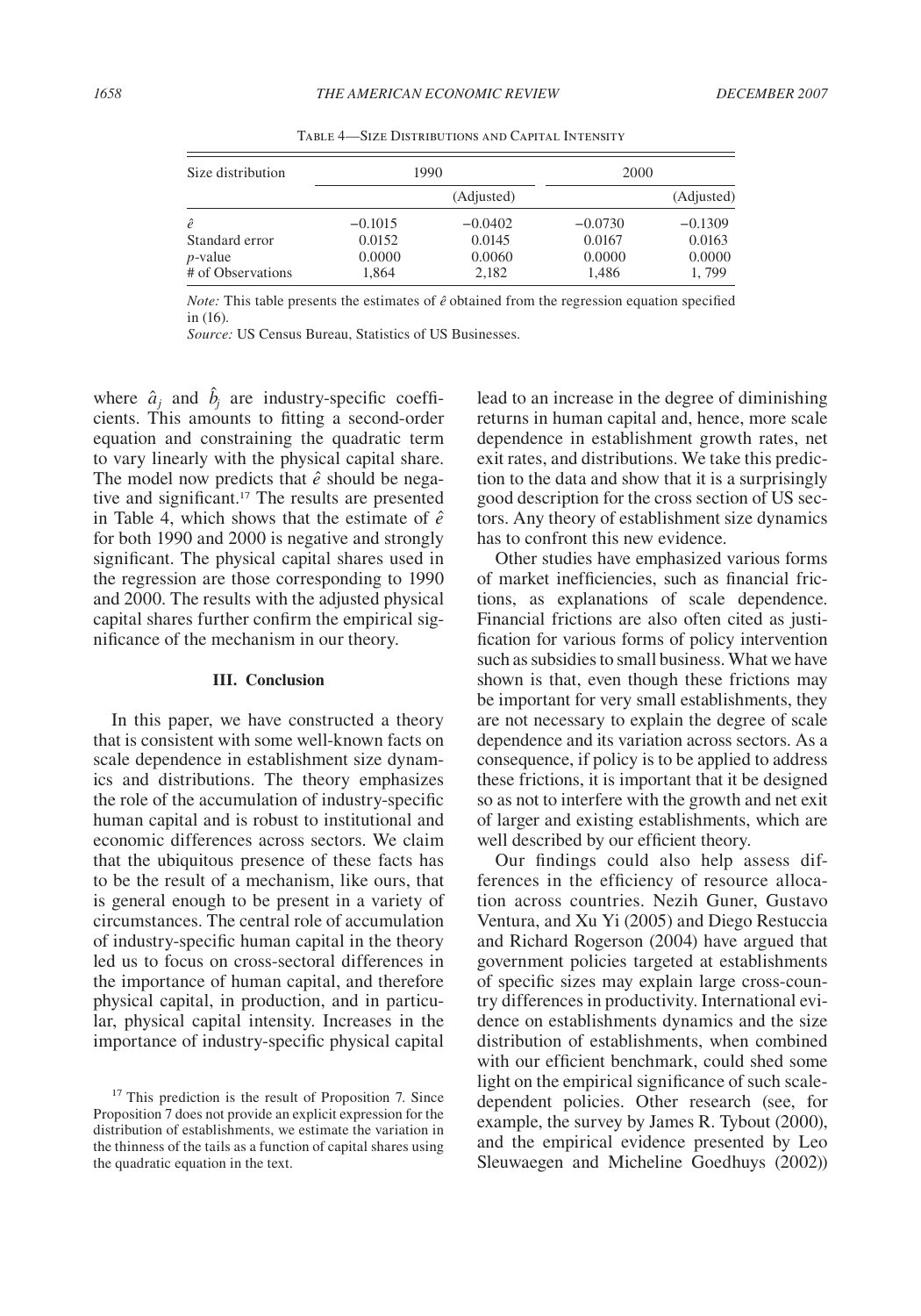Table 4—Size Distributions and Capital Intensity

| Size distribution | 1990 | | 2000 | |
|---|---|---|---|---|
| | | (Adjusted) | | (Adjusted) |
| $\hat{e}$ | −0.1015 | −0.0402 | −0.0730 | −0.1309 |
| Standard error | 0.0152 | 0.0145 | 0.0167 | 0.0163 |
| *p*-value | 0.0000 | 0.0060 | 0.0000 | 0.0000 |
| # of Observations | 1,864 | 2,182 | 1,486 | 1, 799 |

*Note:* This table presents the estimates of $\hat{e}$ obtained from the regression equation specified in (16).

*Source:* US Census Bureau, Statistics of US Businesses.

where $\hat{a}_j$ and $\hat{b}_j$ are industry-specific coefficients. This amounts to fitting a second-order equation and constraining the quadratic term to vary linearly with the physical capital share. The model now predicts that $\hat{e}$ should be negative and significant.[17] The results are presented in Table 4, which shows that the estimate of $\hat{e}$ for both 1990 and 2000 is negative and strongly significant. The physical capital shares used in the regression are those corresponding to 1990 and 2000. The results with the adjusted physical capital shares further confirm the empirical significance of the mechanism in our theory.

## III. Conclusion

In this paper, we have constructed a theory that is consistent with some well-known facts on scale dependence in establishment size dynamics and distributions. The theory emphasizes the role of the accumulation of industry-specific human capital and is robust to institutional and economic differences across sectors. We claim that the ubiquitous presence of these facts has to be the result of a mechanism, like ours, that is general enough to be present in a variety of circumstances. The central role of accumulation of industry-specific human capital in the theory led us to focus on cross-sectoral differences in the importance of human capital, and therefore physical capital, in production, and in particular, physical capital intensity. Increases in the importance of industry-specific physical capital lead to an increase in the degree of diminishing returns in human capital and, hence, more scale dependence in establishment growth rates, net exit rates, and distributions. We take this prediction to the data and show that it is a surprisingly good description for the cross section of US sectors. Any theory of establishment size dynamics has to confront this new evidence.

Other studies have emphasized various forms of market inefficiencies, such as financial frictions, as explanations of scale dependence. Financial frictions are also often cited as justification for various forms of policy intervention such as subsidies to small business. What we have shown is that, even though these frictions may be important for very small establishments, they are not necessary to explain the degree of scale dependence and its variation across sectors. As a consequence, if policy is to be applied to address these frictions, it is important that it be designed so as not to interfere with the growth and net exit of larger and existing establishments, which are well described by our efficient theory.

Our findings could also help assess differences in the efficiency of resource allocation across countries. Nezih Guner, Gustavo Ventura, and Xu Yi (2005) and Diego Restuccia and Richard Rogerson (2004) have argued that government policies targeted at establishments of specific sizes may explain large cross-country differences in productivity. International evidence on establishments dynamics and the size distribution of establishments, when combined with our efficient benchmark, could shed some light on the empirical significance of such scale-dependent policies. Other research (see, for example, the survey by James R. Tybout (2000), and the empirical evidence presented by Leo Sleuwaegen and Micheline Goedhuys (2002))

[17] This prediction is the result of Proposition 7. Since Proposition 7 does not provide an explicit expression for the distribution of establishments, we estimate the variation in the thinness of the tails as a function of capital shares using the quadratic equation in the text.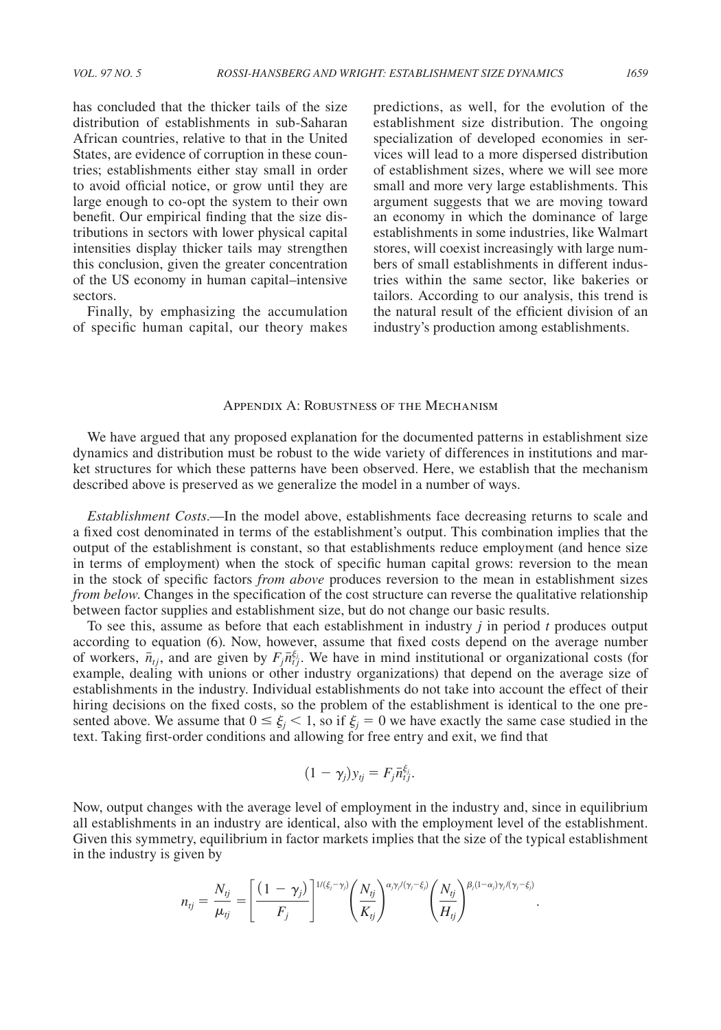has concluded that the thicker tails of the size distribution of establishments in sub-Saharan African countries, relative to that in the United States, are evidence of corruption in these countries; establishments either stay small in order to avoid official notice, or grow until they are large enough to co-opt the system to their own benefit. Our empirical finding that the size distributions in sectors with lower physical capital intensities display thicker tails may strengthen this conclusion, given the greater concentration of the US economy in human capital–intensive sectors.

Finally, by emphasizing the accumulation of specific human capital, our theory makes predictions, as well, for the evolution of the establishment size distribution. The ongoing specialization of developed economies in services will lead to a more dispersed distribution of establishment sizes, where we will see more small and more very large establishments. This argument suggests that we are moving toward an economy in which the dominance of large establishments in some industries, like Walmart stores, will coexist increasingly with large numbers of small establishments in different industries within the same sector, like bakeries or tailors. According to our analysis, this trend is the natural result of the efficient division of an industry's production among establishments.

## Appendix A: Robustness of the Mechanism

We have argued that any proposed explanation for the documented patterns in establishment size dynamics and distribution must be robust to the wide variety of differences in institutions and market structures for which these patterns have been observed. Here, we establish that the mechanism described above is preserved as we generalize the model in a number of ways.

*Establishment Costs*.—In the model above, establishments face decreasing returns to scale and a fixed cost denominated in terms of the establishment's output. This combination implies that the output of the establishment is constant, so that establishments reduce employment (and hence size in terms of employment) when the stock of specific human capital grows: reversion to the mean in the stock of specific factors *from above* produces reversion to the mean in establishment sizes *from below*. Changes in the specification of the cost structure can reverse the qualitative relationship between factor supplies and establishment size, but do not change our basic results.

To see this, assume as before that each establishment in industry $j$ in period $t$ produces output according to equation (6). Now, however, assume that fixed costs depend on the average number of workers, $\bar{n}_{tj}$, and are given by $F_j \bar{n}_{tj}^{\xi_j}$. We have in mind institutional or organizational costs (for example, dealing with unions or other industry organizations) that depend on the average size of establishments in the industry. Individual establishments do not take into account the effect of their hiring decisions on the fixed costs, so the problem of the establishment is identical to the one presented above. We assume that $0 \leq \xi_j < 1$, so if $\xi_j = 0$ we have exactly the same case studied in the text. Taking first-order conditions and allowing for free entry and exit, we find that

$$(1 - \gamma_j) y_{tj} = F_j \bar{n}_{tj}^{\xi_j}.$$

Now, output changes with the average level of employment in the industry and, since in equilibrium all establishments in an industry are identical, also with the employment level of the establishment. Given this symmetry, equilibrium in factor markets implies that the size of the typical establishment in the industry is given by

$$n_{tj} = \frac{N_{tj}}{\mu_{tj}} = \left[ \frac{(1 - \gamma_j)}{F_j} \right]^{1/(\xi_j - \gamma_j)} \left( \frac{N_{tj}}{K_{tj}} \right)^{\alpha_j \gamma_j / (\gamma_j - \xi_j)} \left( \frac{N_{tj}}{H_{tj}} \right)^{\beta_j (1 - \alpha_j) \gamma_j / (\gamma_j - \xi_j)}.$$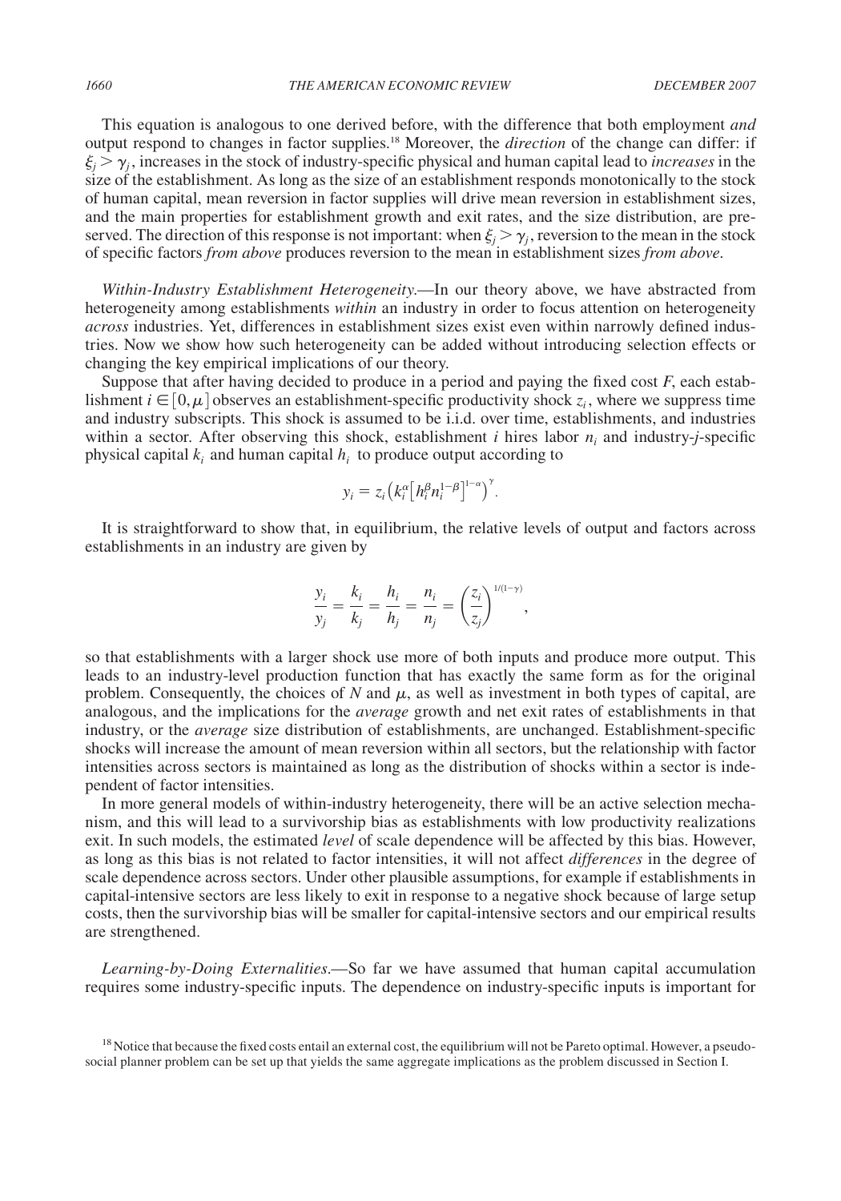This equation is analogous to one derived before, with the difference that both employment *and* output respond to changes in factor supplies.[18] Moreover, the *direction* of the change can differ: if $\xi_j > \gamma_j$, increases in the stock of industry-specific physical and human capital lead to *increases* in the size of the establishment. As long as the size of an establishment responds monotonically to the stock of human capital, mean reversion in factor supplies will drive mean reversion in establishment sizes, and the main properties for establishment growth and exit rates, and the size distribution, are preserved. The direction of this response is not important: when $\xi_j > \gamma_j$, reversion to the mean in the stock of specific factors *from above* produces reversion to the mean in establishment sizes *from above*.

*Within-Industry Establishment Heterogeneity*.—In our theory above, we have abstracted from heterogeneity among establishments *within* an industry in order to focus attention on heterogeneity *across* industries. Yet, differences in establishment sizes exist even within narrowly defined industries. Now we show how such heterogeneity can be added without introducing selection effects or changing the key empirical implications of our theory.

Suppose that after having decided to produce in a period and paying the fixed cost $F$, each establishment $i \in [0, \mu]$ observes an establishment-specific productivity shock $z_i$, where we suppress time and industry subscripts. This shock is assumed to be i.i.d. over time, establishments, and industries within a sector. After observing this shock, establishment $i$ hires labor $n_i$ and industry-$j$-specific physical capital $k_i$ and human capital $h_i$ to produce output according to

$$y_i = z_i\left(k_i^{\alpha}\left[h_i^{\beta}n_i^{1-\beta}\right]^{1-\alpha}\right)^{\gamma}.$$

It is straightforward to show that, in equilibrium, the relative levels of output and factors across establishments in an industry are given by

$$\frac{y_i}{y_j} = \frac{k_i}{k_j} = \frac{h_i}{h_j} = \frac{n_i}{n_j} = \left(\frac{z_i}{z_j}\right)^{1/(1-\gamma)},$$

so that establishments with a larger shock use more of both inputs and produce more output. This leads to an industry-level production function that has exactly the same form as for the original problem. Consequently, the choices of $N$ and $\mu$, as well as investment in both types of capital, are analogous, and the implications for the *average* growth and net exit rates of establishments in that industry, or the *average* size distribution of establishments, are unchanged. Establishment-specific shocks will increase the amount of mean reversion within all sectors, but the relationship with factor intensities across sectors is maintained as long as the distribution of shocks within a sector is independent of factor intensities.

In more general models of within-industry heterogeneity, there will be an active selection mechanism, and this will lead to a survivorship bias as establishments with low productivity realizations exit. In such models, the estimated *level* of scale dependence will be affected by this bias. However, as long as this bias is not related to factor intensities, it will not affect *differences* in the degree of scale dependence across sectors. Under other plausible assumptions, for example if establishments in capital-intensive sectors are less likely to exit in response to a negative shock because of large setup costs, then the survivorship bias will be smaller for capital-intensive sectors and our empirical results are strengthened.

*Learning-by-Doing Externalities*.—So far we have assumed that human capital accumulation requires some industry-specific inputs. The dependence on industry-specific inputs is important for

[18] Notice that because the fixed costs entail an external cost, the equilibrium will not be Pareto optimal. However, a pseudo-social planner problem can be set up that yields the same aggregate implications as the problem discussed in Section I.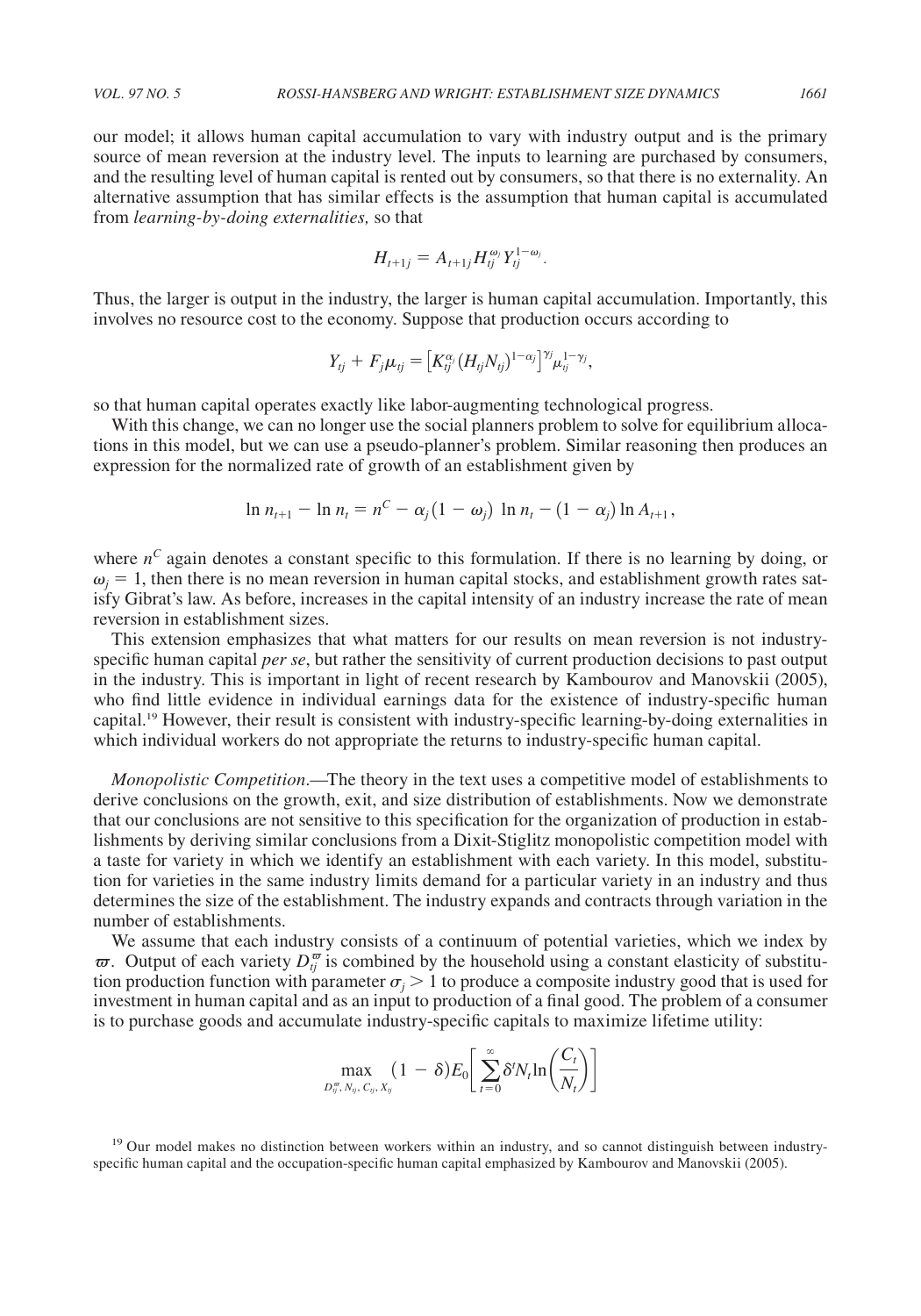our model; it allows human capital accumulation to vary with industry output and is the primary source of mean reversion at the industry level. The inputs to learning are purchased by consumers, and the resulting level of human capital is rented out by consumers, so that there is no externality. An alternative assumption that has similar effects is the assumption that human capital is accumulated from *learning-by-doing externalities,* so that

$$H_{t+1j} = A_{t+1j} H_{tj}^{\omega_j} Y_{tj}^{1-\omega_j}.$$

Thus, the larger is output in the industry, the larger is human capital accumulation. Importantly, this involves no resource cost to the economy. Suppose that production occurs according to

$$Y_{tj} + F_j \mu_{tj} = \left[K_{tj}^{\alpha_j} (H_{tj} N_{tj})^{1-\alpha_j}\right]^{\gamma_j} \mu_{tj}^{1-\gamma_j},$$

so that human capital operates exactly like labor-augmenting technological progress.

With this change, we can no longer use the social planners problem to solve for equilibrium allocations in this model, but we can use a pseudo-planner's problem. Similar reasoning then produces an expression for the normalized rate of growth of an establishment given by

$$\ln n_{t+1} - \ln n_t = n^C - \alpha_j (1 - \omega_j) \ln n_t - (1 - \alpha_j) \ln A_{t+1},$$

where $n^C$ again denotes a constant specific to this formulation. If there is no learning by doing, or $\omega_j = 1$, then there is no mean reversion in human capital stocks, and establishment growth rates satisfy Gibrat's law. As before, increases in the capital intensity of an industry increase the rate of mean reversion in establishment sizes.

This extension emphasizes that what matters for our results on mean reversion is not industry-specific human capital *per se*, but rather the sensitivity of current production decisions to past output in the industry. This is important in light of recent research by Kambourov and Manovskii (2005), who find little evidence in individual earnings data for the existence of industry-specific human capital.[19] However, their result is consistent with industry-specific learning-by-doing externalities in which individual workers do not appropriate the returns to industry-specific human capital.

*Monopolistic Competition*.—The theory in the text uses a competitive model of establishments to derive conclusions on the growth, exit, and size distribution of establishments. Now we demonstrate that our conclusions are not sensitive to this specification for the organization of production in establishments by deriving similar conclusions from a Dixit-Stiglitz monopolistic competition model with a taste for variety in which we identify an establishment with each variety. In this model, substitution for varieties in the same industry limits demand for a particular variety in an industry and thus determines the size of the establishment. The industry expands and contracts through variation in the number of establishments.

We assume that each industry consists of a continuum of potential varieties, which we index by $\varpi$. Output of each variety $D_{tj}^{\varpi}$ is combined by the household using a constant elasticity of substitution production function with parameter $\sigma_j > 1$ to produce a composite industry good that is used for investment in human capital and as an input to production of a final good. The problem of a consumer is to purchase goods and accumulate industry-specific capitals to maximize lifetime utility:

$$\max_{D_{tj}^{\varpi}, N_{tj}, C_{tj}, X_{tj}} (1 - \delta) E_0 \left[ \sum_{t=0}^{\infty} \delta^t N_t \ln\left(\frac{C_t}{N_t}\right) \right]$$

[19] Our model makes no distinction between workers within an industry, and so cannot distinguish between industry-specific human capital and the occupation-specific human capital emphasized by Kambourov and Manovskii (2005).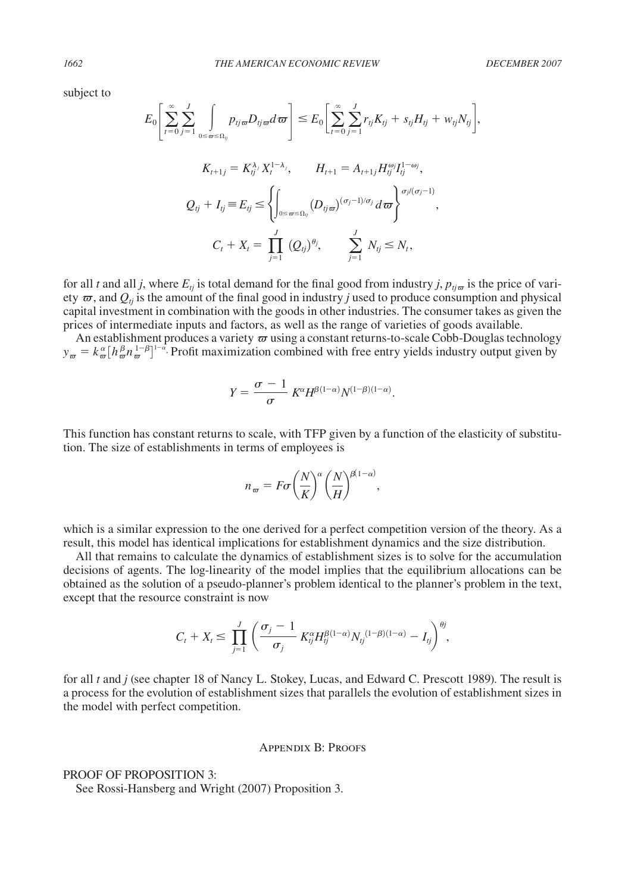subject to

$$E_0\left[\sum_{t=0}^{\infty}\sum_{j=1}^{J}\int_{0\leq\varpi\leq\Omega_{tj}} p_{tj\varpi}D_{tj\varpi}d\varpi\right] \leq E_0\left[\sum_{t=0}^{\infty}\sum_{j=1}^{J} r_{tj}K_{tj} + s_{tj}H_{tj} + w_{tj}N_{tj}\right],$$

$$K_{t+1j} = K_{tj}^{\lambda_j}X_t^{1-\lambda_j}, \qquad H_{t+1} = A_{t+1j}H_{tj}^{\omega_j}I_{tj}^{1-\omega_j},$$

$$Q_{tj} + I_{tj} \equiv E_{tj} \leq \left\{\int_{0\leq\varpi\leq\Omega_{tj}} (D_{tj\varpi})^{(\sigma_j-1)/\sigma_j}d\varpi\right\}^{\sigma_j/(\sigma_j-1)},$$

$$C_t + X_t = \prod_{j=1}^{J}(Q_{tj})^{\theta_j}, \qquad \sum_{j=1}^{J} N_{tj} \leq N_t,$$

for all $t$ and all $j$, where $E_{tj}$ is total demand for the final good from industry $j$, $p_{tj\varpi}$ is the price of variety $\varpi$, and $Q_{tj}$ is the amount of the final good in industry $j$ used to produce consumption and physical capital investment in combination with the goods in other industries. The consumer takes as given the prices of intermediate inputs and factors, as well as the range of varieties of goods available.

An establishment produces a variety $\varpi$ using a constant returns-to-scale Cobb-Douglas technology $y_\varpi = k_\varpi^\alpha\left[h_\varpi^\beta n_\varpi^{1-\beta}\right]^{1-\alpha}$. Profit maximization combined with free entry yields industry output given by

$$Y = \frac{\sigma-1}{\sigma}K^\alpha H^{\beta(1-\alpha)}N^{(1-\beta)(1-\alpha)}.$$

This function has constant returns to scale, with TFP given by a function of the elasticity of substitution. The size of establishments in terms of employees is

$$n_\varpi = F\sigma\left(\frac{N}{K}\right)^\alpha\left(\frac{N}{H}\right)^{\beta(1-\alpha)},$$

which is a similar expression to the one derived for a perfect competition version of the theory. As a result, this model has identical implications for establishment dynamics and the size distribution.

All that remains to calculate the dynamics of establishment sizes is to solve for the accumulation decisions of agents. The log-linearity of the model implies that the equilibrium allocations can be obtained as the solution of a pseudo-planner's problem identical to the planner's problem in the text, except that the resource constraint is now

$$C_t + X_t \leq \prod_{j=1}^{J}\left(\frac{\sigma_j-1}{\sigma_j}K_{tj}^\alpha H_{tj}^{\beta(1-\alpha)}N_{tj}^{(1-\beta)(1-\alpha)} - I_{tj}\right)^{\theta j},$$

for all $t$ and $j$ (see chapter 18 of Nancy L. Stokey, Lucas, and Edward C. Prescott 1989). The result is a process for the evolution of establishment sizes that parallels the evolution of establishment sizes in the model with perfect competition.

## Appendix B: Proofs

PROOF OF PROPOSITION 3:

See Rossi-Hansberg and Wright (2007) Proposition 3.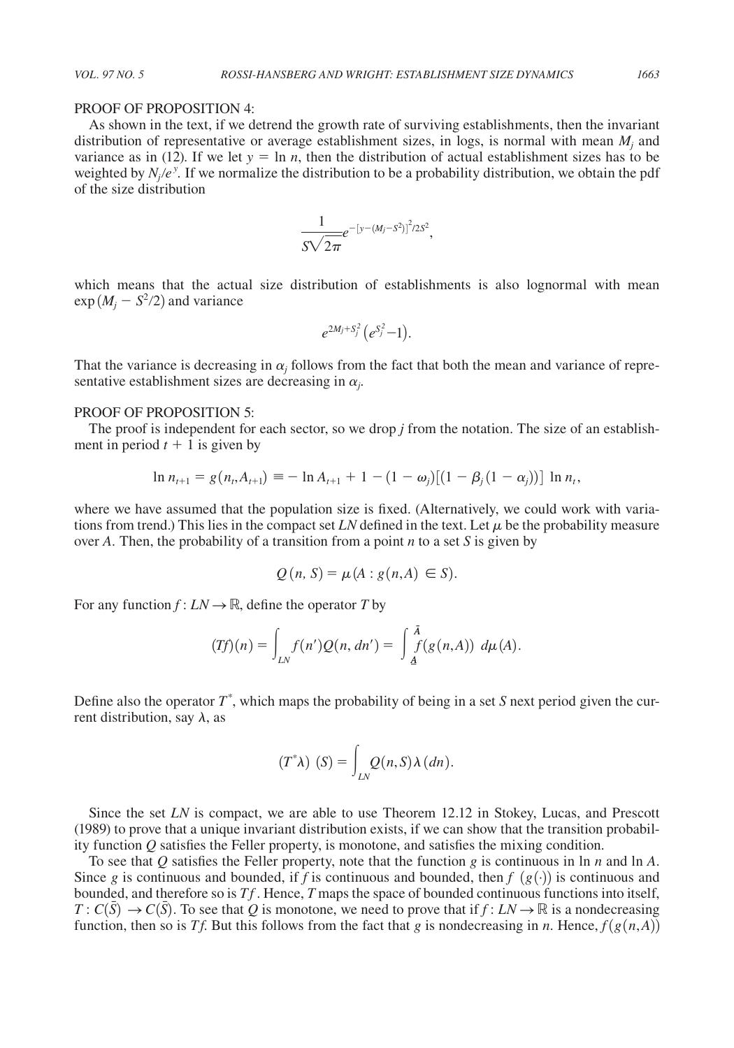PROOF OF PROPOSITION 4:

As shown in the text, if we detrend the growth rate of surviving establishments, then the invariant distribution of representative or average establishment sizes, in logs, is normal with mean $M_j$ and variance as in (12). If we let $y = \ln n$, then the distribution of actual establishment sizes has to be weighted by $N_j/e^y$. If we normalize the distribution to be a probability distribution, we obtain the pdf of the size distribution

$$\frac{1}{S\sqrt{2\pi}} e^{-[y-(M_j-S^2)]^2/2S^2},$$

which means that the actual size distribution of establishments is also lognormal with mean $\exp(M_j - S^2/2)$ and variance

$$e^{2M_j+S_j^2}\left(e^{S_j^2}-1\right).$$

That the variance is decreasing in $\alpha_j$ follows from the fact that both the mean and variance of representative establishment sizes are decreasing in $\alpha_j$.

PROOF OF PROPOSITION 5:

The proof is independent for each sector, so we drop $j$ from the notation. The size of an establishment in period $t+1$ is given by

$$\ln n_{t+1} = g(n_t, A_{t+1}) \equiv -\ln A_{t+1} + 1 - (1-\omega_j)[(1-\beta_j(1-\alpha_j))] \ln n_t,$$

where we have assumed that the population size is fixed. (Alternatively, we could work with variations from trend.) This lies in the compact set $LN$ defined in the text. Let $\mu$ be the probability measure over $A$. Then, the probability of a transition from a point $n$ to a set $S$ is given by

$$Q(n, S) = \mu(A : g(n,A) \in S).$$

For any function $f: LN \to \mathbb{R}$, define the operator $T$ by

$$(Tf)(n) = \int_{LN} f(n')Q(n, dn') = \int_{\underline{A}}^{\bar{A}} f(g(n,A))\ d\mu(A).$$

Define also the operator $T^*$, which maps the probability of being in a set $S$ next period given the current distribution, say $\lambda$, as

$$(T^*\lambda)\ (S) = \int_{LN} Q(n,S)\lambda(dn).$$

Since the set $LN$ is compact, we are able to use Theorem 12.12 in Stokey, Lucas, and Prescott (1989) to prove that a unique invariant distribution exists, if we can show that the transition probability function $Q$ satisfies the Feller property, is monotone, and satisfies the mixing condition.

To see that $Q$ satisfies the Feller property, note that the function $g$ is continuous in $\ln n$ and $\ln A$. Since $g$ is continuous and bounded, if $f$ is continuous and bounded, then $f\ (g(\cdot))$ is continuous and bounded, and therefore so is $Tf$. Hence, $T$ maps the space of bounded continuous functions into itself, $T: C(\bar{S}) \to C(\bar{S})$. To see that $Q$ is monotone, we need to prove that if $f: LN \to \mathbb{R}$ is a nondecreasing function, then so is $Tf$. But this follows from the fact that $g$ is nondecreasing in $n$. Hence, $f(g(n,A))$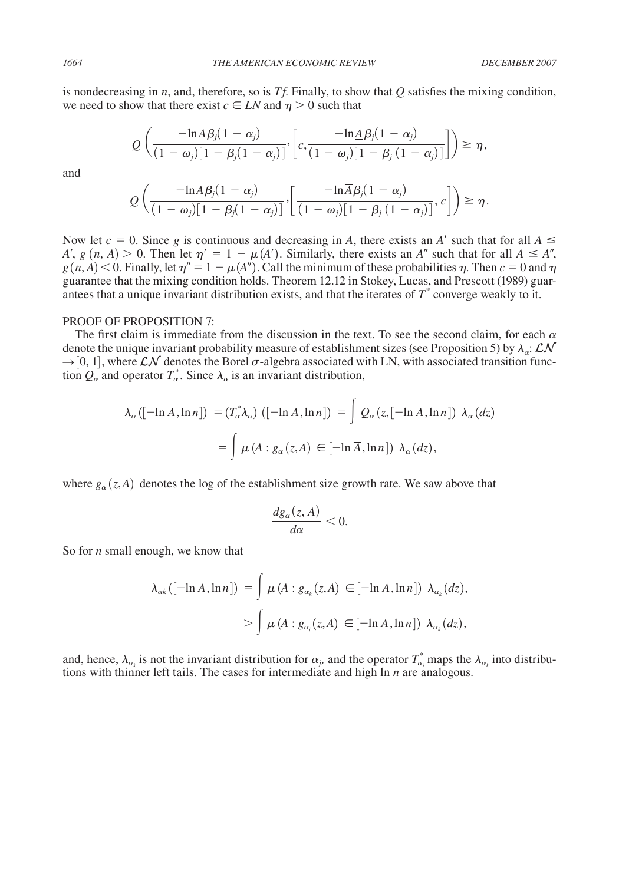is nondecreasing in $n$, and, therefore, so is $Tf$. Finally, to show that $Q$ satisfies the mixing condition, we need to show that there exist $c \in LN$ and $\eta > 0$ such that

$$Q\left(\frac{-\ln \overline{A}\beta_j(1-\alpha_j)}{(1-\omega_j)[1-\beta_j(1-\alpha_j)]}, \left[c, \frac{-\ln \underline{A}\beta_j(1-\alpha_j)}{(1-\omega_j)[1-\beta_j(1-\alpha_j)]}\right]\right) \geq \eta,$$

and

$$Q\left(\frac{-\ln \underline{A}\beta_j(1-\alpha_j)}{(1-\omega_j)[1-\beta_j(1-\alpha_j)]}, \left[\frac{-\ln \overline{A}\beta_j(1-\alpha_j)}{(1-\omega_j)[1-\beta_j(1-\alpha_j)]}, c\right]\right) \geq \eta.$$

Now let $c = 0$. Since $g$ is continuous and decreasing in $A$, there exists an $A'$ such that for all $A \leq A'$, $g(n, A) > 0$. Then let $\eta' = 1 - \mu(A')$. Similarly, there exists an $A''$ such that for all $A \leq A''$, $g(n, A) < 0$. Finally, let $\eta'' = 1 - \mu(A'')$. Call the minimum of these probabilities $\eta$. Then $c = 0$ and $\eta$ guarantee that the mixing condition holds. Theorem 12.12 in Stokey, Lucas, and Prescott (1989) guarantees that a unique invariant distribution exists, and that the iterates of $T^*$ converge weakly to it.

PROOF OF PROPOSITION 7:

The first claim is immediate from the discussion in the text. To see the second claim, for each $\alpha$ denote the unique invariant probability measure of establishment sizes (see Proposition 5) by $\lambda_\alpha: \mathcal{LN} \rightarrow [0, 1]$, where $\mathcal{LN}$ denotes the Borel $\sigma$-algebra associated with LN, with associated transition function $Q_\alpha$ and operator $T_\alpha^*$. Since $\lambda_\alpha$ is an invariant distribution,

$$\begin{aligned}
\lambda_\alpha([-\ln \overline{A}, \ln n]) &= (T_\alpha^* \lambda_\alpha)([-\ln \overline{A}, \ln n]) = \int Q_\alpha(z, [-\ln \overline{A}, \ln n])\ \lambda_\alpha(dz) \\
&= \int \mu(A : g_\alpha(z, A) \in [-\ln \overline{A}, \ln n])\ \lambda_\alpha(dz),
\end{aligned}$$

where $g_\alpha(z, A)$ denotes the log of the establishment size growth rate. We saw above that

$$\frac{dg_\alpha(z, A)}{d\alpha} < 0.$$

So for $n$ small enough, we know that

$$\begin{aligned}
\lambda_{\alpha k}([-\ln \overline{A}, \ln n]) &= \int \mu(A : g_{\alpha_k}(z, A) \in [-\ln \overline{A}, \ln n])\ \lambda_{\alpha_k}(dz), \\
&> \int \mu(A : g_{\alpha_j}(z, A) \in [-\ln \overline{A}, \ln n])\ \lambda_{\alpha_k}(dz),
\end{aligned}$$

and, hence, $\lambda_{\alpha_k}$ is not the invariant distribution for $\alpha_j$, and the operator $T_{\alpha_j}^*$ maps the $\lambda_{\alpha_k}$ into distributions with thinner left tails. The cases for intermediate and high $\ln n$ are analogous.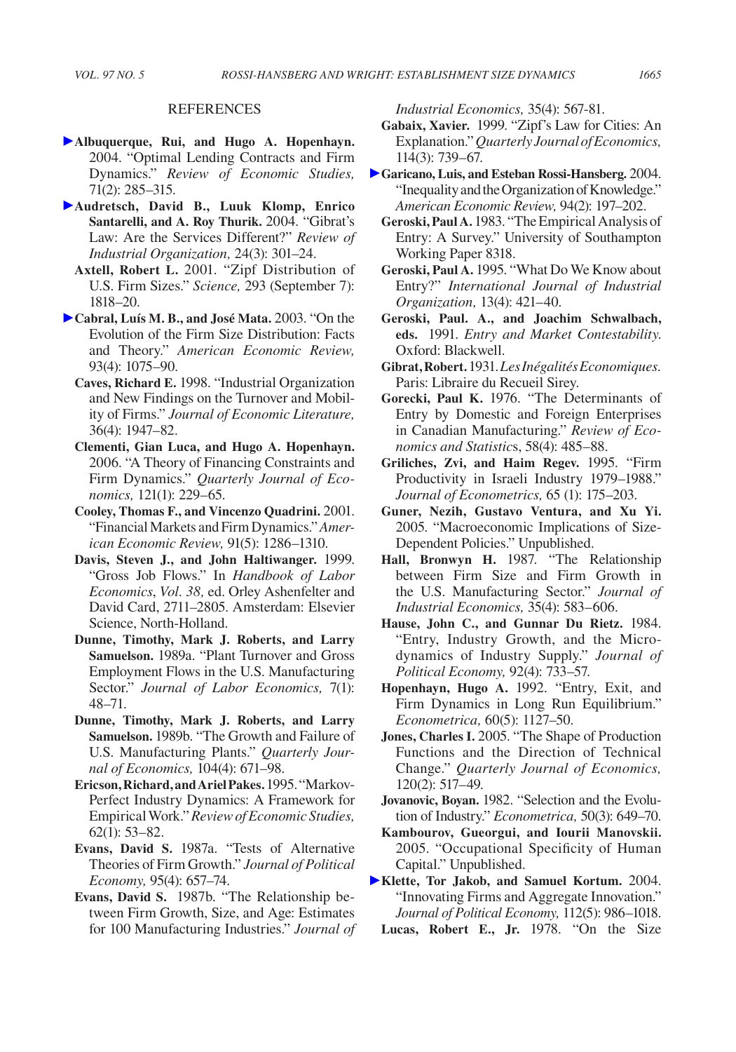## REFERENCES

**Albuquerque, Rui, and Hugo A. Hopenhayn.** 2004. "Optimal Lending Contracts and Firm Dynamics." *Review of Economic Studies,* 71(2): 285–315.

**Audretsch, David B., Luuk Klomp, Enrico Santarelli, and A. Roy Thurik.** 2004. "Gibrat's Law: Are the Services Different?" *Review of Industrial Organization,* 24(3): 301–24.

**Axtell, Robert L.** 2001. "Zipf Distribution of U.S. Firm Sizes." *Science,* 293 (September 7): 1818–20.

**Cabral, Luís M. B., and José Mata.** 2003. "On the Evolution of the Firm Size Distribution: Facts and Theory." *American Economic Review,* 93(4): 1075–90.

**Caves, Richard E.** 1998. "Industrial Organization and New Findings on the Turnover and Mobility of Firms." *Journal of Economic Literature,* 36(4): 1947–82.

**Clementi, Gian Luca, and Hugo A. Hopenhayn.** 2006. "A Theory of Financing Constraints and Firm Dynamics." *Quarterly Journal of Economics,* 121(1): 229–65.

**Cooley, Thomas F., and Vincenzo Quadrini.** 2001. "Financial Markets and Firm Dynamics." *American Economic Review,* 91(5): 1286–1310.

**Davis, Steven J., and John Haltiwanger.** 1999. "Gross Job Flows." In *Handbook of Labor Economics*, *Vol. 38,* ed. Orley Ashenfelter and David Card, 2711–2805. Amsterdam: Elsevier Science, North-Holland.

**Dunne, Timothy, Mark J. Roberts, and Larry Samuelson.** 1989a. "Plant Turnover and Gross Employment Flows in the U.S. Manufacturing Sector." *Journal of Labor Economics,* 7(1): 48–71.

**Dunne, Timothy, Mark J. Roberts, and Larry Samuelson.** 1989b. "The Growth and Failure of U.S. Manufacturing Plants." *Quarterly Journal of Economics,* 104(4): 671–98.

**Ericson, Richard, and Ariel Pakes.** 1995. "Markov-Perfect Industry Dynamics: A Framework for Empirical Work." *Review of Economic Studies,* 62(1): 53–82.

**Evans, David S.** 1987a. "Tests of Alternative Theories of Firm Growth." *Journal of Political Economy,* 95(4): 657–74.

**Evans, David S.** 1987b. "The Relationship between Firm Growth, Size, and Age: Estimates for 100 Manufacturing Industries." *Journal of Industrial Economics,* 35(4): 567-81.

**Gabaix, Xavier.** 1999. "Zipf's Law for Cities: An Explanation." *Quarterly Journal of Economics,* 114(3): 739–67.

**Garicano, Luis, and Esteban Rossi-Hansberg.** 2004. "Inequality and the Organization of Knowledge." *American Economic Review,* 94(2): 197–202.

**Geroski, Paul A.** 1983. "The Empirical Analysis of Entry: A Survey." University of Southampton Working Paper 8318.

**Geroski, Paul A.** 1995. "What Do We Know about Entry?" *International Journal of Industrial Organization,* 13(4): 421–40.

**Geroski, Paul. A., and Joachim Schwalbach, eds.** 1991. *Entry and Market Contestability.* Oxford: Blackwell.

**Gibrat, Robert.** 1931. *Les Inégalités Economiques.* Paris: Libraire du Recueil Sirey.

**Gorecki, Paul K.** 1976. "The Determinants of Entry by Domestic and Foreign Enterprises in Canadian Manufacturing." *Review of Economics and Statistics*, 58(4): 485–88.

**Griliches, Zvi, and Haim Regev.** 1995. "Firm Productivity in Israeli Industry 1979–1988." *Journal of Econometrics,* 65 (1): 175–203.

**Guner, Nezih, Gustavo Ventura, and Xu Yi.** 2005. "Macroeconomic Implications of Size-Dependent Policies." Unpublished.

**Hall, Bronwyn H.** 1987. "The Relationship between Firm Size and Firm Growth in the U.S. Manufacturing Sector." *Journal of Industrial Economics,* 35(4): 583–606.

**Hause, John C., and Gunnar Du Rietz.** 1984. "Entry, Industry Growth, and the Microdynamics of Industry Supply." *Journal of Political Economy,* 92(4): 733–57.

**Hopenhayn, Hugo A.** 1992. "Entry, Exit, and Firm Dynamics in Long Run Equilibrium." *Econometrica,* 60(5): 1127–50.

**Jones, Charles I.** 2005. "The Shape of Production Functions and the Direction of Technical Change." *Quarterly Journal of Economics,* 120(2): 517–49.

**Jovanovic, Boyan.** 1982. "Selection and the Evolution of Industry." *Econometrica,* 50(3): 649–70.

**Kambourov, Gueorgui, and Iourii Manovskii.** 2005. "Occupational Specificity of Human Capital." Unpublished.

**Klette, Tor Jakob, and Samuel Kortum.** 2004. "Innovating Firms and Aggregate Innovation." *Journal of Political Economy,* 112(5): 986–1018.

**Lucas, Robert E., Jr.** 1978. "On the Size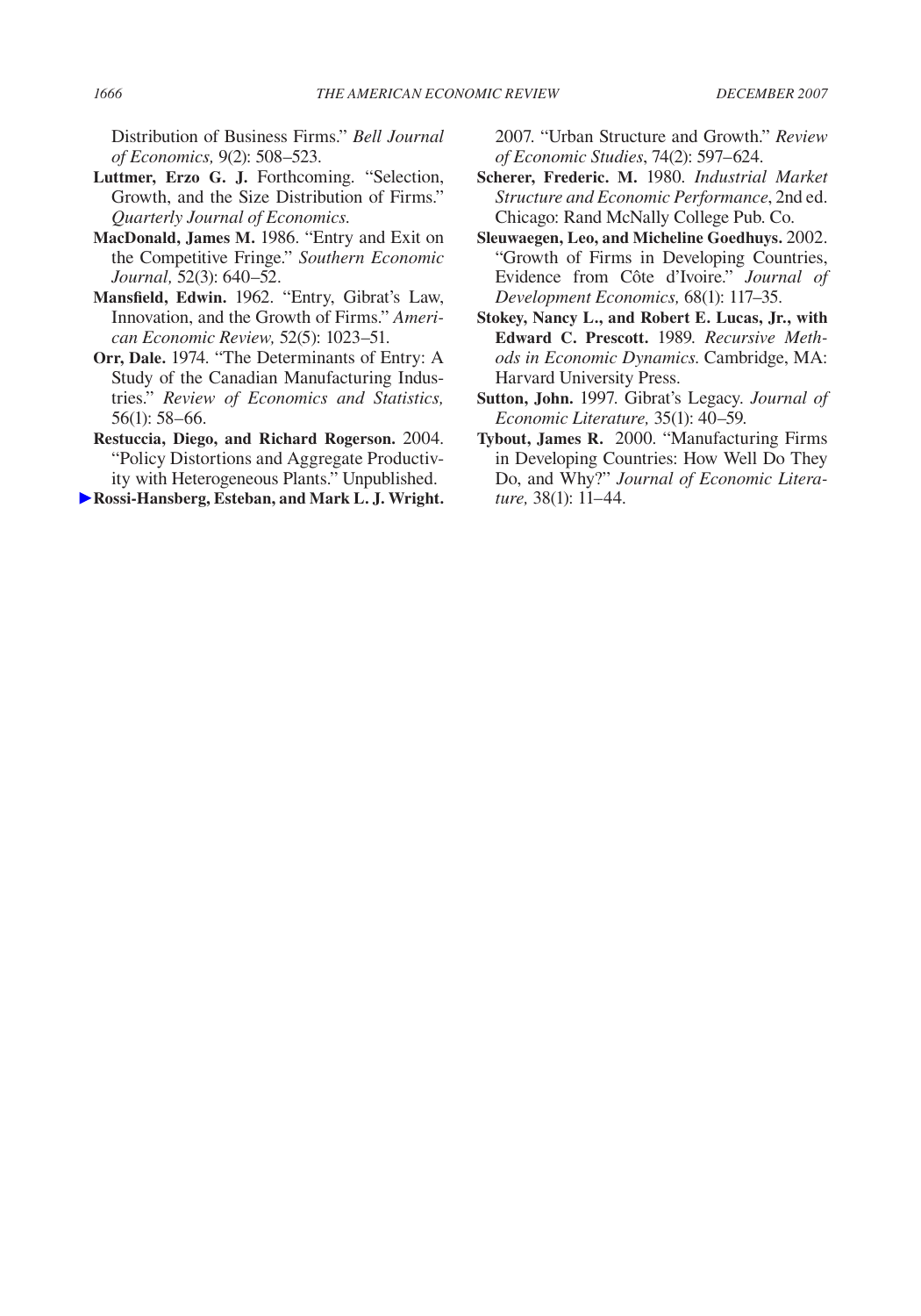Distribution of Business Firms." *Bell Journal of Economics,* 9(2): 508–523.

**Luttmer, Erzo G. J.** Forthcoming. "Selection, Growth, and the Size Distribution of Firms." *Quarterly Journal of Economics.*

**MacDonald, James M.** 1986. "Entry and Exit on the Competitive Fringe." *Southern Economic Journal,* 52(3): 640–52.

**Mansfield, Edwin.** 1962. "Entry, Gibrat's Law, Innovation, and the Growth of Firms." *American Economic Review,* 52(5): 1023–51.

**Orr, Dale.** 1974. "The Determinants of Entry: A Study of the Canadian Manufacturing Industries." *Review of Economics and Statistics,* 56(1): 58–66.

**Restuccia, Diego, and Richard Rogerson.** 2004. "Policy Distortions and Aggregate Productivity with Heterogeneous Plants." Unpublished.

**Rossi-Hansberg, Esteban, and Mark L. J. Wright.** 2007. "Urban Structure and Growth." *Review of Economic Studies*, 74(2): 597–624.

**Scherer, Frederic. M.** 1980. *Industrial Market Structure and Economic Performance*, 2nd ed. Chicago: Rand McNally College Pub. Co.

**Sleuwaegen, Leo, and Micheline Goedhuys.** 2002. "Growth of Firms in Developing Countries, Evidence from Côte d'Ivoire." *Journal of Development Economics,* 68(1): 117–35.

**Stokey, Nancy L., and Robert E. Lucas, Jr., with Edward C. Prescott.** 1989. *Recursive Methods in Economic Dynamics.* Cambridge, MA: Harvard University Press.

**Sutton, John.** 1997. Gibrat's Legacy. *Journal of Economic Literature,* 35(1): 40–59.

**Tybout, James R.** 2000. "Manufacturing Firms in Developing Countries: How Well Do They Do, and Why?" *Journal of Economic Literature,* 38(1): 11–44.